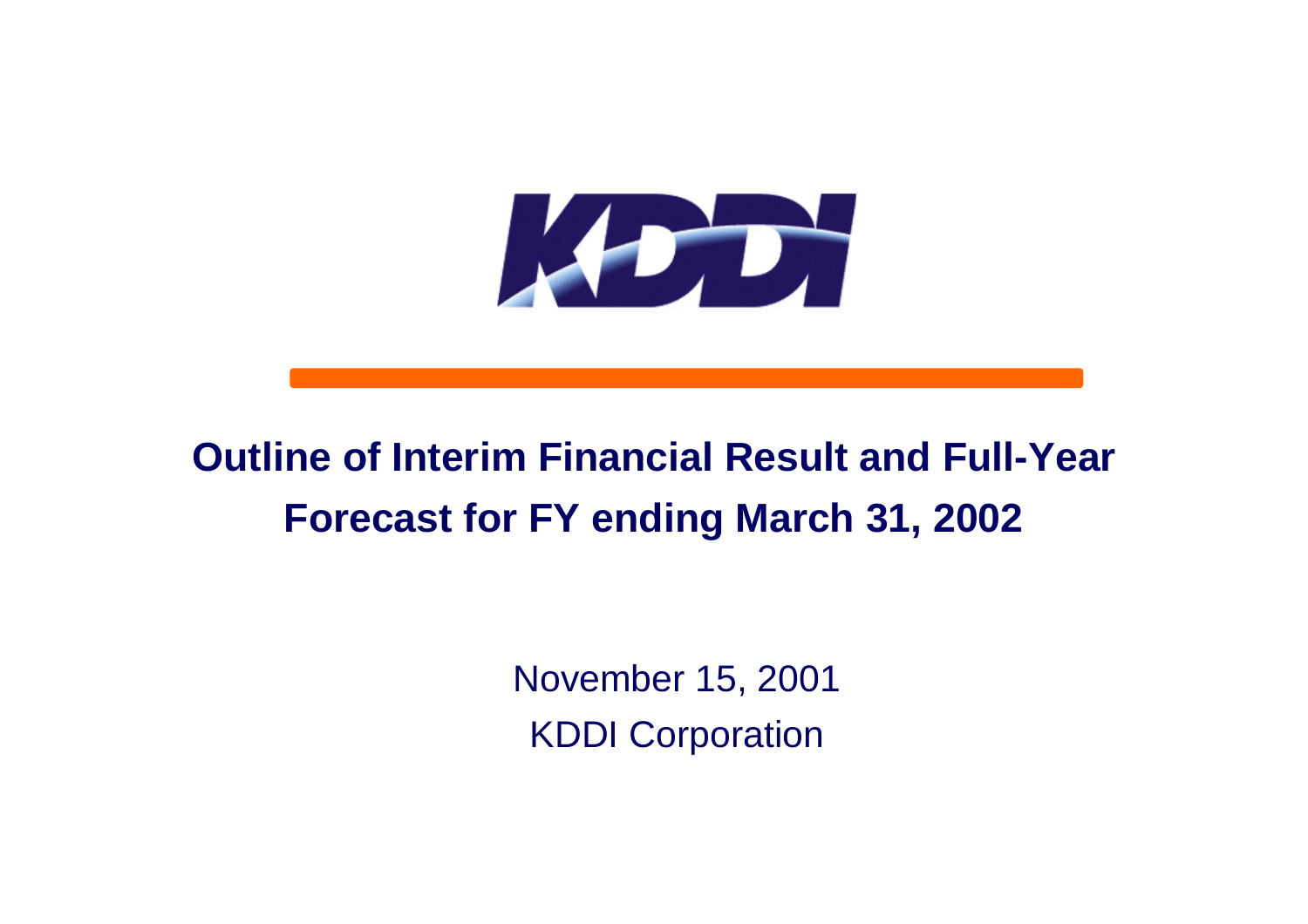KDDI

# Outline of Interim Financial Result and Full-Year Forecast for FY ending March 31, 2002

November 15, 2001

KDDI Corporation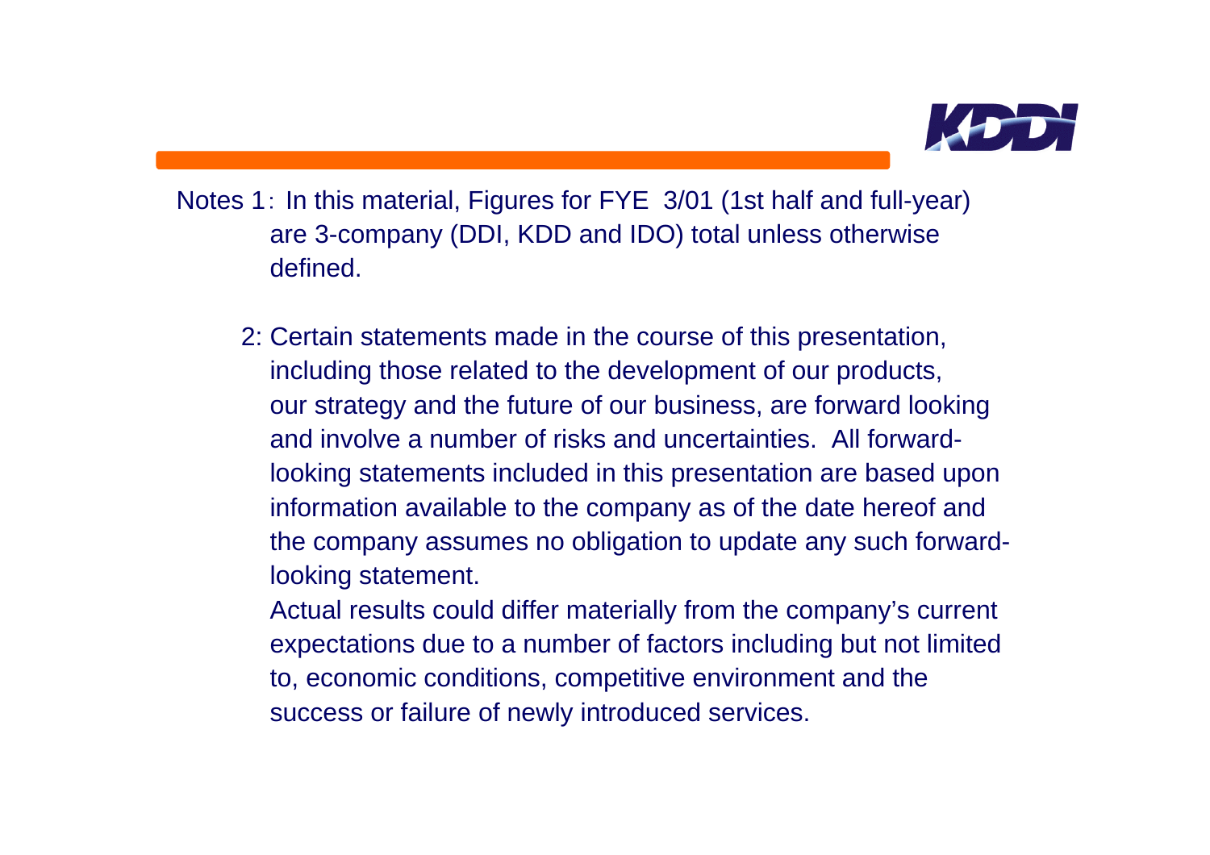Notes 1: In this material, Figures for FYE 3/01 (1st half and full-year) are 3-company (DDI, KDD and IDO) total unless otherwise defined.

2: Certain statements made in the course of this presentation, including those related to the development of our products, our strategy and the future of our business, are forward looking and involve a number of risks and uncertainties. All forward-looking statements included in this presentation are based upon information available to the company as of the date hereof and the company assumes no obligation to update any such forward-looking statement.
Actual results could differ materially from the company's current expectations due to a number of factors including but not limited to, economic conditions, competitive environment and the success or failure of newly introduced services.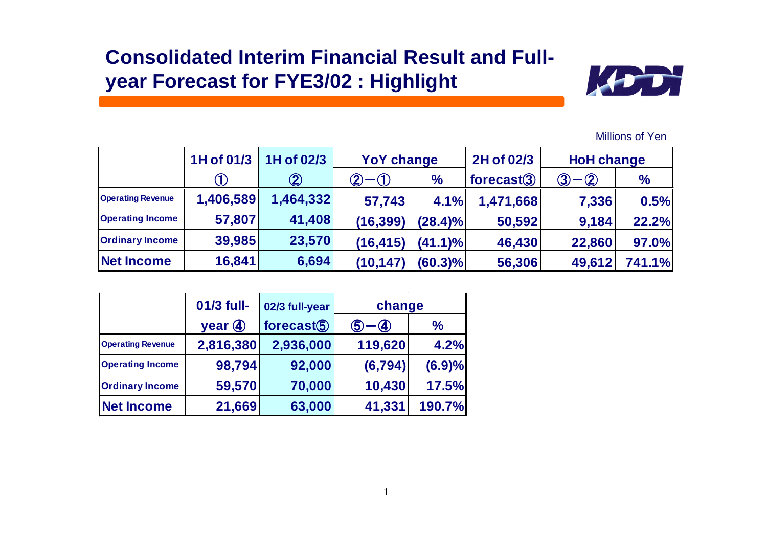# Consolidated Interim Financial Result and Full-year Forecast for FYE3/02 : Highlight

Millions of Yen

| | 1H of 01/3 | 1H of 02/3 | YoY change | | 2H of 02/3 | HoH change | |
|---|---|---|---|---|---|---|---|
| | ① | ② | ②−① | % | forecast③ | ③−② | % |
| Operating Revenue | 1,406,589 | 1,464,332 | 57,743 | 4.1% | 1,471,668 | 7,336 | 0.5% |
| Operating Income | 57,807 | 41,408 | (16,399) | (28.4)% | 50,592 | 9,184 | 22.2% |
| Ordinary Income | 39,985 | 23,570 | (16,415) | (41.1)% | 46,430 | 22,860 | 97.0% |
| Net Income | 16,841 | 6,694 | (10,147) | (60.3)% | 56,306 | 49,612 | 741.1% |

| | 01/3 full-year ④ | 02/3 full-year forecast⑤ | change | |
|---|---|---|---|---|
| | | | ⑤−④ | % |
| Operating Revenue | 2,816,380 | 2,936,000 | 119,620 | 4.2% |
| Operating Income | 98,794 | 92,000 | (6,794) | (6.9)% |
| Ordinary Income | 59,570 | 70,000 | 10,430 | 17.5% |
| Net Income | 21,669 | 63,000 | 41,331 | 190.7% |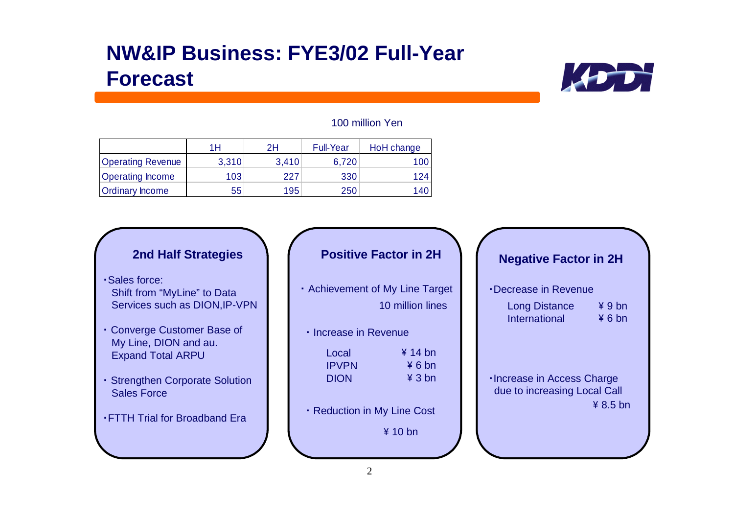# NW&IP Business: FYE3/02 Full-Year Forecast

100 million Yen

| | 1H | 2H | Full-Year | HoH change |
|---|---|---|---|---|
| Operating Revenue | 3,310 | 3,410 | 6,720 | 100 |
| Operating Income | 103 | 227 | 330 | 124 |
| Ordinary Income | 55 | 195 | 250 | 140 |

### 2nd Half Strategies

- Sales force: Shift from "MyLine" to Data Services such as DION,IP-VPN
- Converge Customer Base of My Line, DION and au. Expand Total ARPU
- Strengthen Corporate Solution Sales Force
- FTTH Trial for Broadband Era

### Positive Factor in 2H

- Achievement of My Line Target
  10 million lines
- Increase in Revenue

| | |
|---|---|
| Local | ¥ 14 bn |
| IPVPN | ¥ 6 bn |
| DION | ¥ 3 bn |

- Reduction in My Line Cost
  ¥ 10 bn

### Negative Factor in 2H

- Decrease in Revenue

| | |
|---|---|
| Long Distance | ¥ 9 bn |
| International | ¥ 6 bn |

- Increase in Access Charge due to increasing Local Call
  ¥ 8.5 bn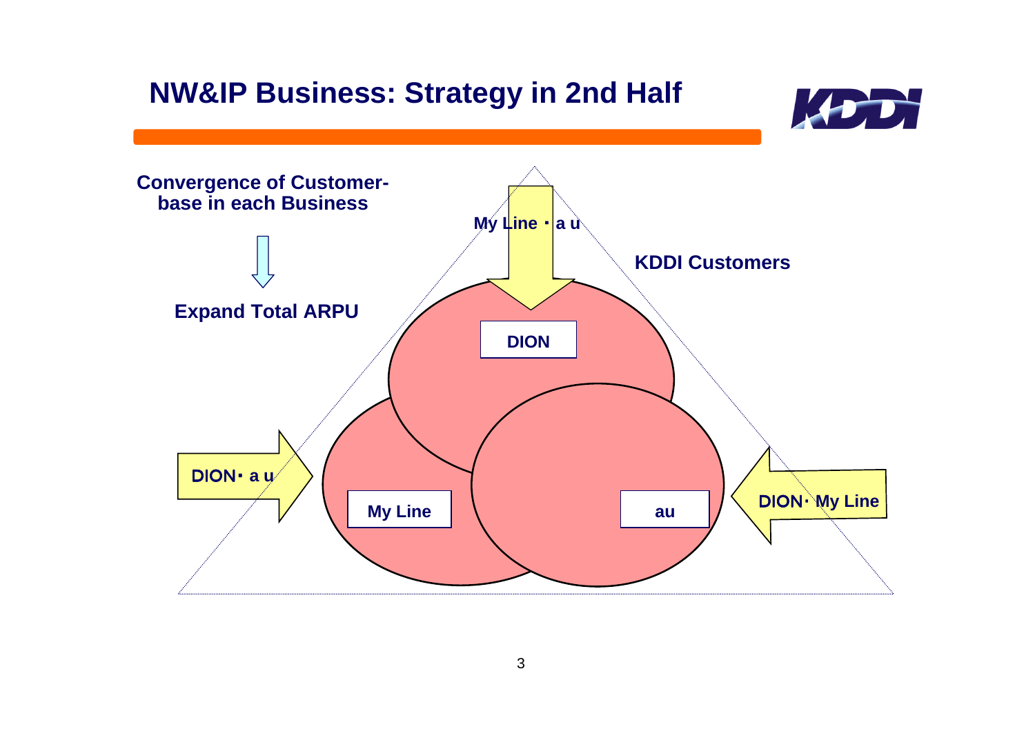# NW&IP Business: Strategy in 2nd Half

**Convergence of Customer-base in each Business**

⇩

**Expand Total ARPU**

My Line・a u

KDDI Customers

DION

DION・a u

My Line

au

DION・My Line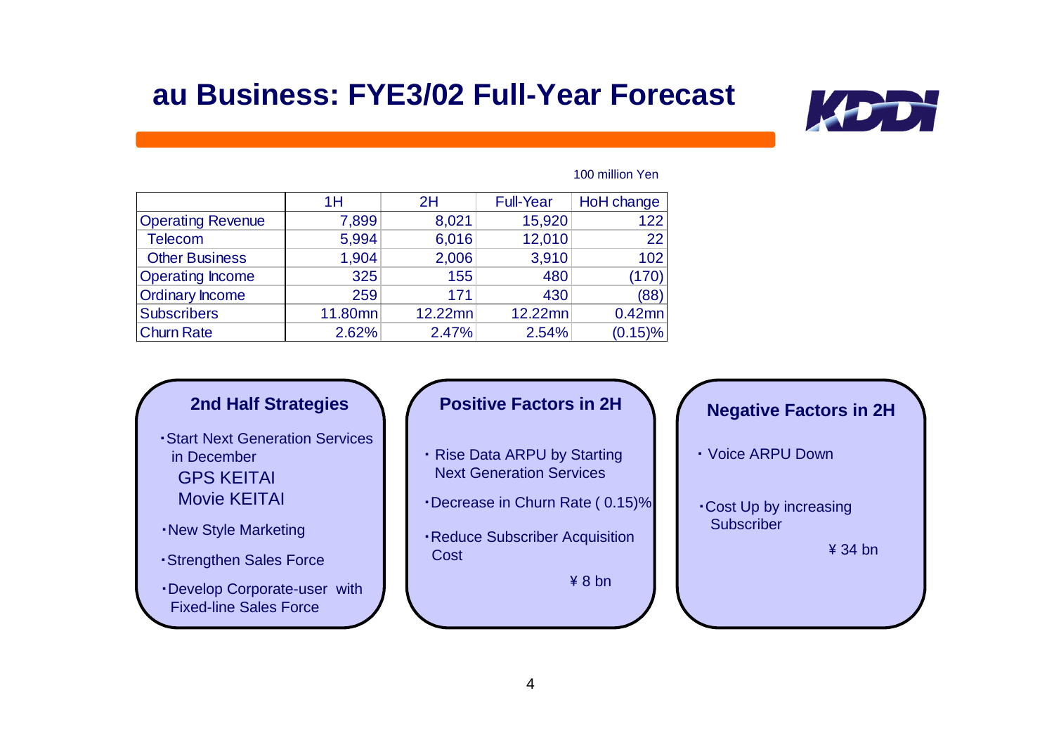# au Business: FYE3/02 Full-Year Forecast

100 million Yen

| | 1H | 2H | Full-Year | HoH change |
|---|---|---|---|---|
| Operating Revenue | 7,899 | 8,021 | 15,920 | 122 |
| Telecom | 5,994 | 6,016 | 12,010 | 22 |
| Other Business | 1,904 | 2,006 | 3,910 | 102 |
| Operating Income | 325 | 155 | 480 | (170) |
| Ordinary Income | 259 | 171 | 430 | (88) |
| Subscribers | 11.80mn | 12.22mn | 12.22mn | 0.42mn |
| Churn Rate | 2.62% | 2.47% | 2.54% | (0.15)% |

### 2nd Half Strategies

- Start Next Generation Services in December
  - GPS KEITAI
  - Movie KEITAI
- New Style Marketing
- Strengthen Sales Force
- Develop Corporate-user with Fixed-line Sales Force

### Positive Factors in 2H

- Rise Data ARPU by Starting Next Generation Services
- Decrease in Churn Rate ( 0.15)%
- Reduce Subscriber Acquisition Cost

¥ 8 bn

### Negative Factors in 2H

- Voice ARPU Down
- Cost Up by increasing Subscriber

¥ 34 bn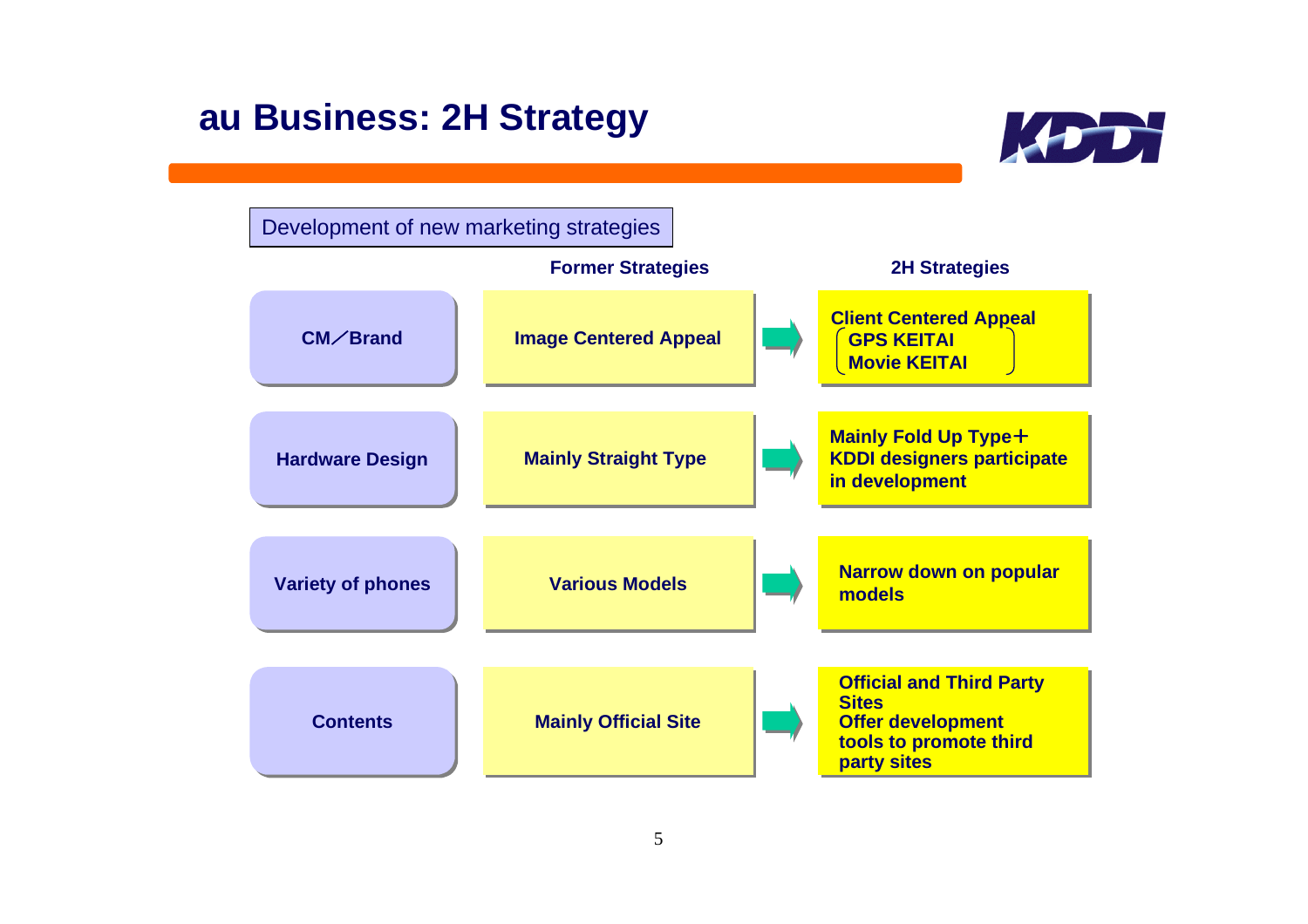# au Business: 2H Strategy

Development of new marketing strategies

| | Former Strategies | | 2H Strategies |
|---|---|---|---|
| CM／Brand | Image Centered Appeal | ➡ | Client Centered Appeal (GPS KEITAI, Movie KEITAI) |
| Hardware Design | Mainly Straight Type | ➡ | Mainly Fold Up Type＋ KDDI designers participate in development |
| Variety of phones | Various Models | ➡ | Narrow down on popular models |
| Contents | Mainly Official Site | ➡ | Official and Third Party Sites<br>Offer development tools to promote third party sites |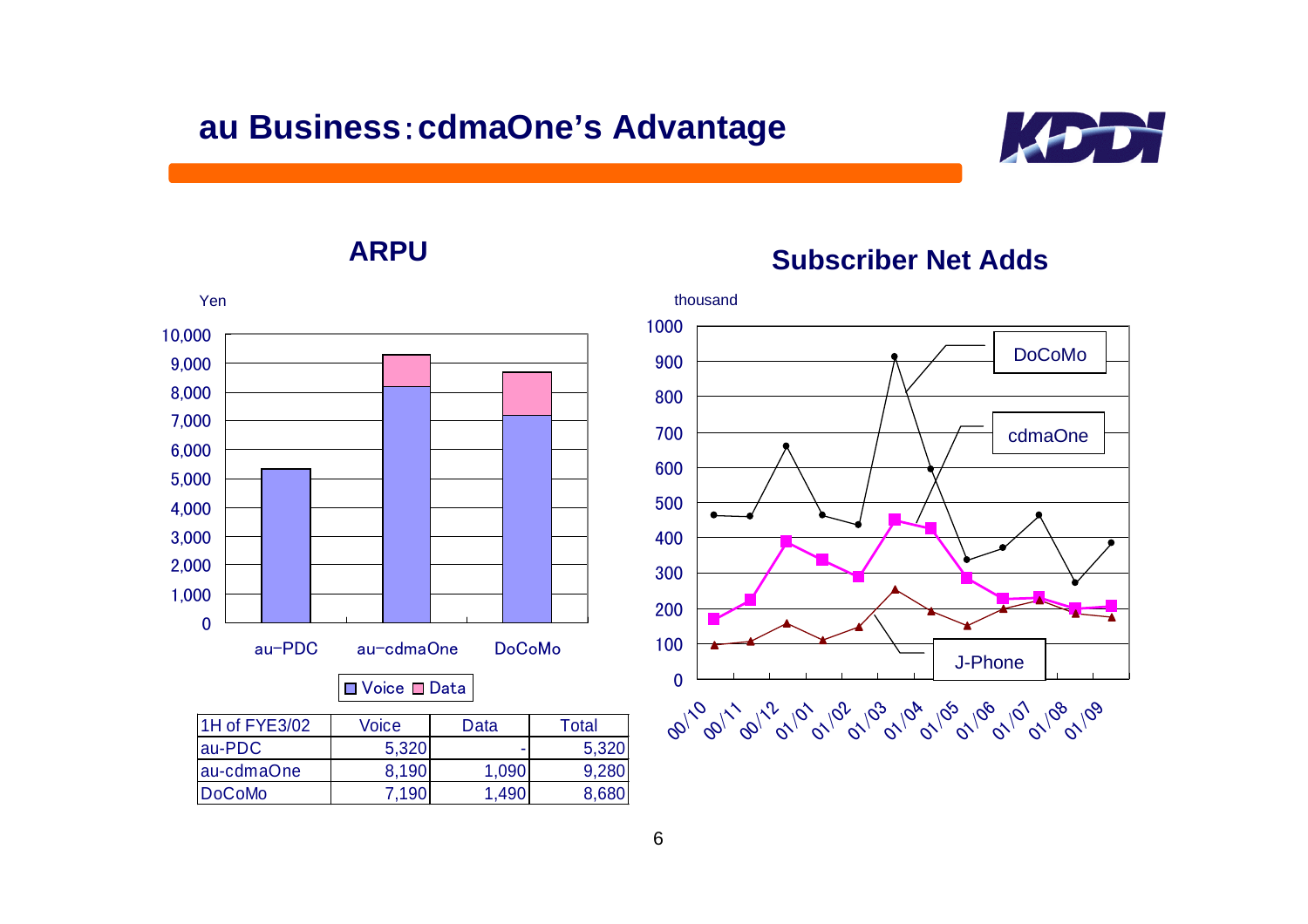# au Business：cdmaOne's Advantage

## ARPU

| 1H of FYE3/02 | Voice | Data | Total |
|---|---|---|---|
| au-PDC | 5,320 | - | 5,320 |
| au-cdmaOne | 8,190 | 1,090 | 9,280 |
| DoCoMo | 7,190 | 1,490 | 8,680 |

## Subscriber Net Adds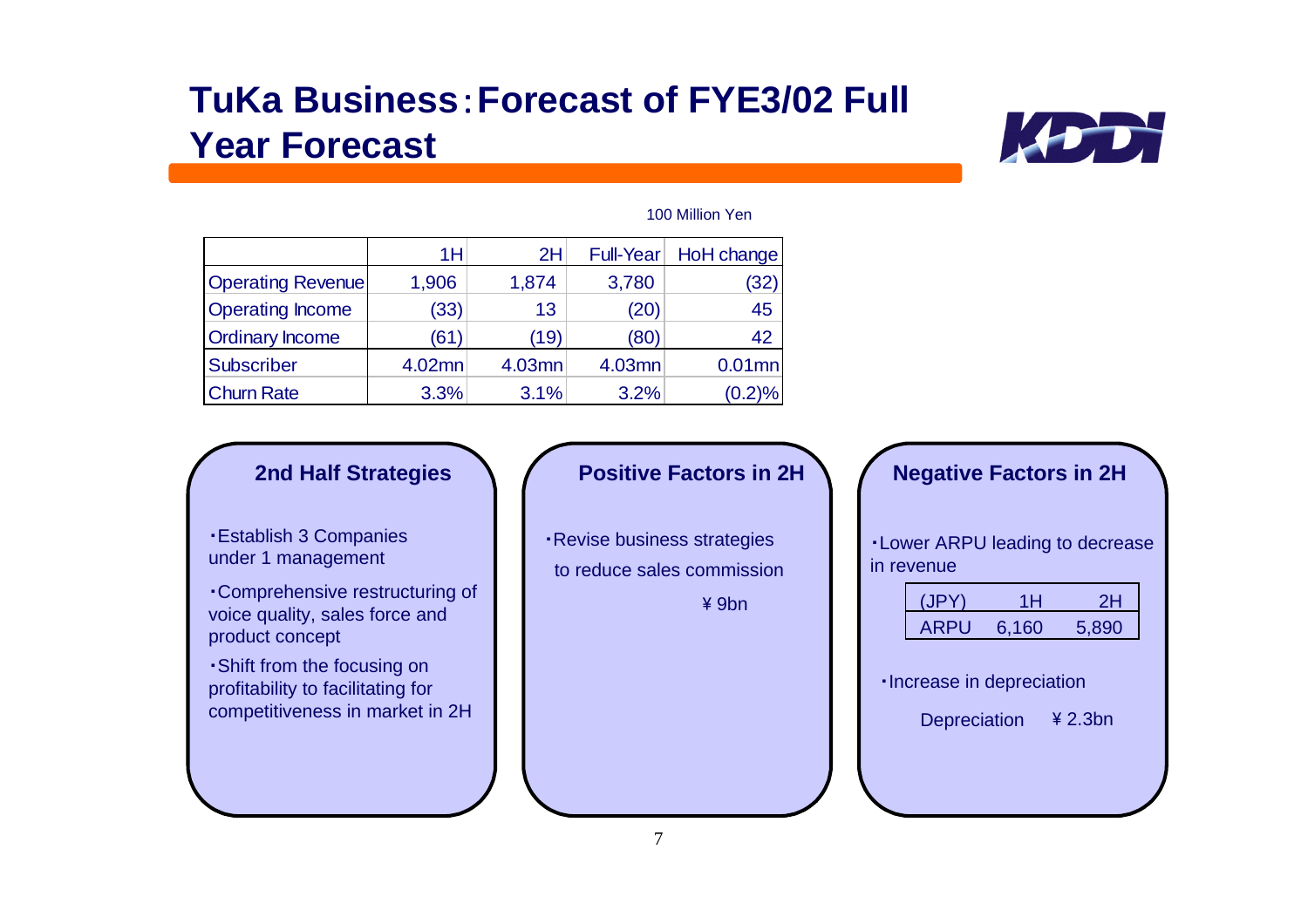# TuKa Business：Forecast of FYE3/02 Full Year Forecast

100 Million Yen

| | 1H | 2H | Full-Year | HoH change |
|---|---|---|---|---|
| Operating Revenue | 1,906 | 1,874 | 3,780 | (32) |
| Operating Income | (33) | 13 | (20) | 45 |
| Ordinary Income | (61) | (19) | (80) | 42 |
| Subscriber | 4.02mn | 4.03mn | 4.03mn | 0.01mn |
| Churn Rate | 3.3% | 3.1% | 3.2% | (0.2)% |

### 2nd Half Strategies

- Establish 3 Companies under 1 management
- Comprehensive restructuring of voice quality, sales force and product concept
- Shift from the focusing on profitability to facilitating for competitiveness in market in 2H

### Positive Factors in 2H

- Revise business strategies to reduce sales commission

  ¥9bn

### Negative Factors in 2H

- Lower ARPU leading to decrease in revenue

| (JPY) | 1H | 2H |
|---|---|---|
| ARPU | 6,160 | 5,890 |

- Increase in depreciation

  Depreciation ¥2.3bn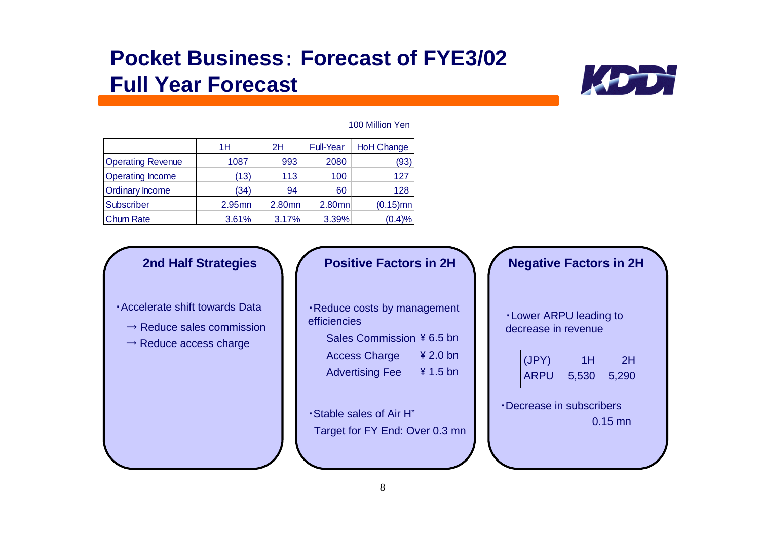# Pocket Business: Forecast of FYE3/02
# Full Year Forecast

100 Million Yen

| | 1H | 2H | Full-Year | HoH Change |
|---|---|---|---|---|
| Operating Revenue | 1087 | 993 | 2080 | (93) |
| Operating Income | (13) | 113 | 100 | 127 |
| Ordinary Income | (34) | 94 | 60 | 128 |
| Subscriber | 2.95mn | 2.80mn | 2.80mn | (0.15)mn |
| Churn Rate | 3.61% | 3.17% | 3.39% | (0.4)% |

### 2nd Half Strategies

・Accelerate shift towards Data

→ Reduce sales commission

→ Reduce access charge

### Positive Factors in 2H

・Reduce costs by management efficiencies

| | |
|---|---|
| Sales Commission | ¥6.5 bn |
| Access Charge | ¥2.0 bn |
| Advertising Fee | ¥1.5 bn |

・Stable sales of Air H"

Target for FY End: Over 0.3 mn

### Negative Factors in 2H

・Lower ARPU leading to decrease in revenue

| (JPY) | 1H | 2H |
|---|---|---|
| ARPU | 5,530 | 5,290 |

・Decrease in subscribers

0.15 mn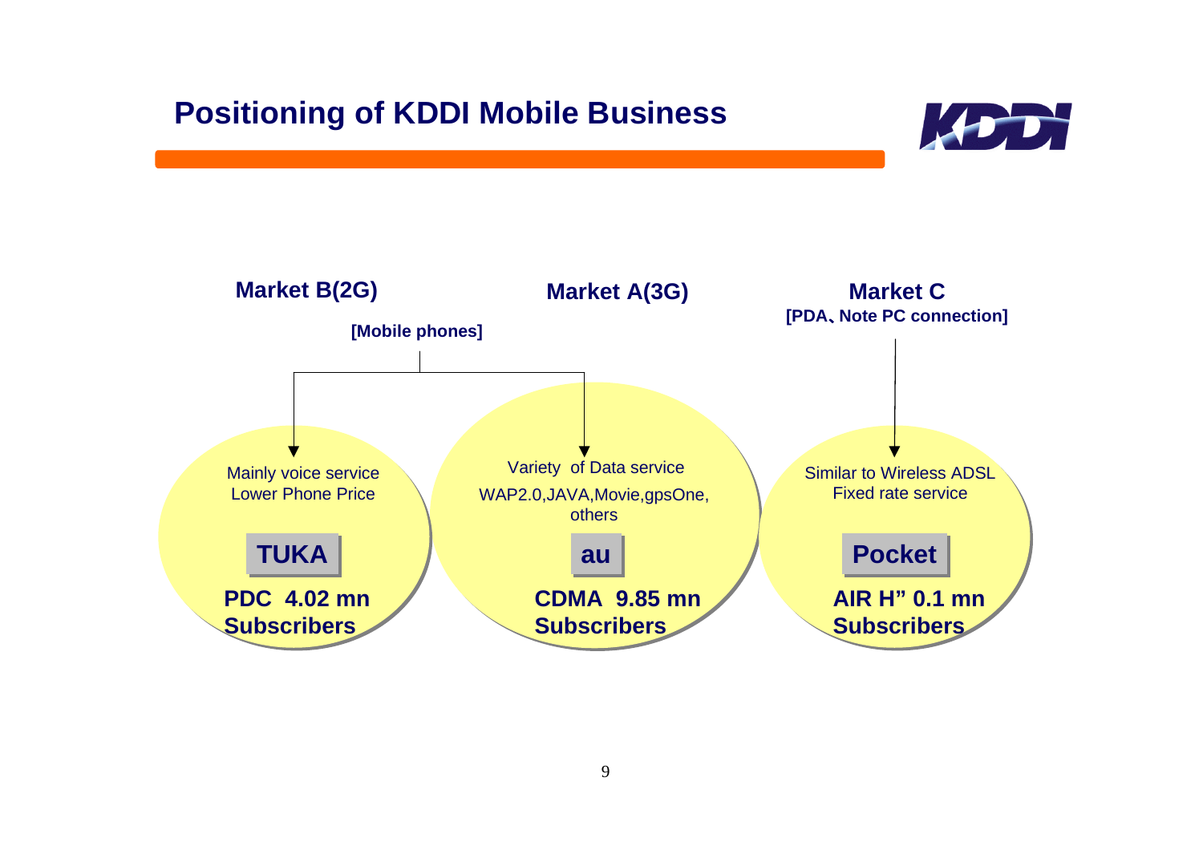# Positioning of KDDI Mobile Business

**Market B(2G)**

**Market A(3G)**

**[Mobile phones]**

**Market C**
**[PDA、Note PC connection]**

Mainly voice service
Lower Phone Price

**TUKA**

**PDC 4.02 mn Subscribers**

Variety of Data service
WAP2.0,JAVA,Movie,gpsOne, others

**au**

**CDMA 9.85 mn Subscribers**

Similar to Wireless ADSL
Fixed rate service

**Pocket**

**AIR H" 0.1 mn Subscribers**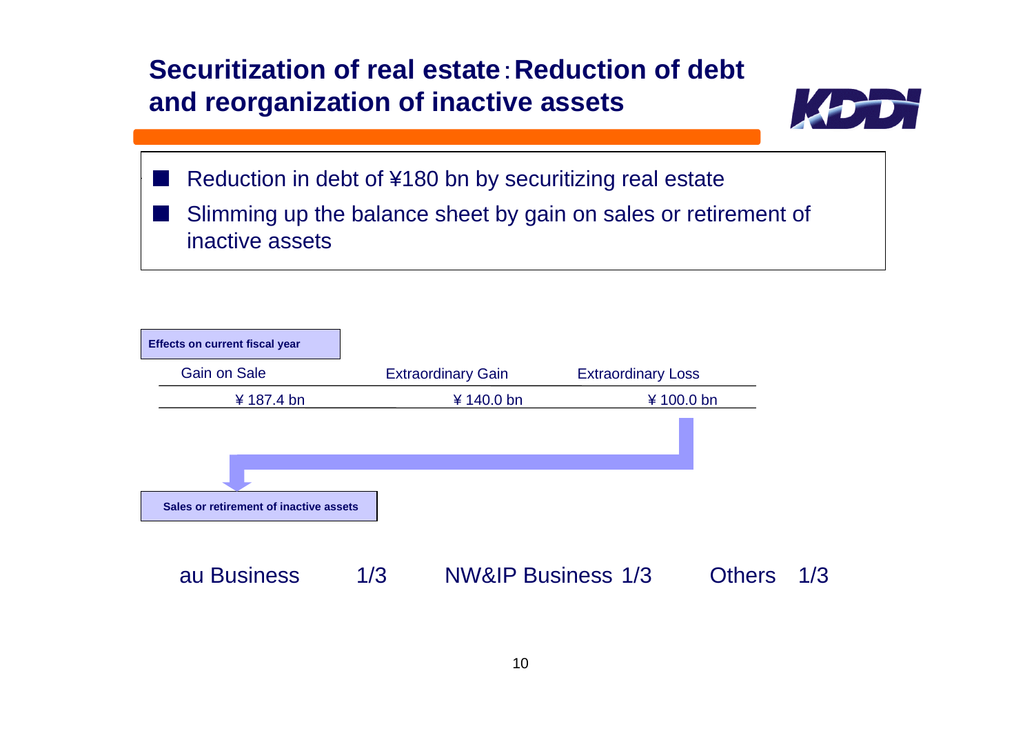# Securitization of real estate：Reduction of debt and reorganization of inactive assets

- Reduction in debt of ¥180 bn by securitizing real estate
- Slimming up the balance sheet by gain on sales or retirement of inactive assets

**Effects on current fiscal year**

| Gain on Sale | Extraordinary Gain | Extraordinary Loss |
|---|---|---|
| ¥ 187.4 bn | ¥ 140.0 bn | ¥ 100.0 bn |

**Sales or retirement of inactive assets**

au Business 1/3　　NW&IP Business 1/3　　Others 1/3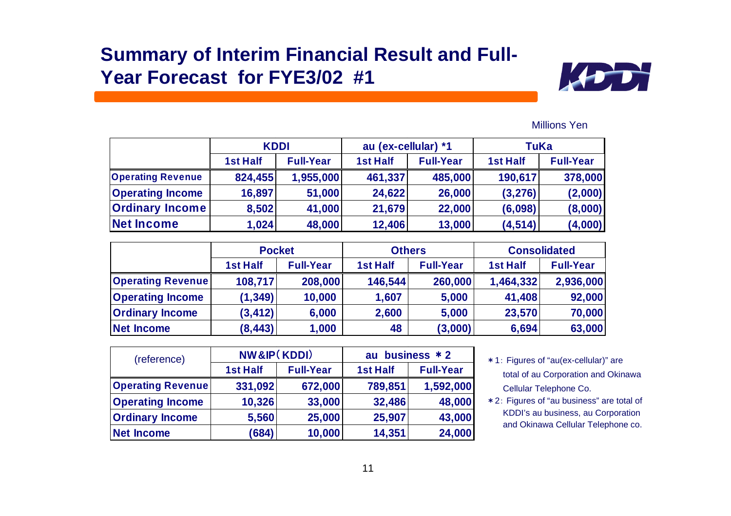# Summary of Interim Financial Result and Full-Year Forecast for FYE3/02 #1

Millions Yen

| | KDDI | | au (ex-cellular) *1 | | TuKa | |
|---|---|---|---|---|---|---|
| | 1st Half | Full-Year | 1st Half | Full-Year | 1st Half | Full-Year |
| Operating Revenue | 824,455 | 1,955,000 | 461,337 | 485,000 | 190,617 | 378,000 |
| Operating Income | 16,897 | 51,000 | 24,622 | 26,000 | (3,276) | (2,000) |
| Ordinary Income | 8,502 | 41,000 | 21,679 | 22,000 | (6,098) | (8,000) |
| Net Income | 1,024 | 48,000 | 12,406 | 13,000 | (4,514) | (4,000) |

| | Pocket | | Others | | Consolidated | |
|---|---|---|---|---|---|---|
| | 1st Half | Full-Year | 1st Half | Full-Year | 1st Half | Full-Year |
| Operating Revenue | 108,717 | 208,000 | 146,544 | 260,000 | 1,464,332 | 2,936,000 |
| Operating Income | (1,349) | 10,000 | 1,607 | 5,000 | 41,408 | 92,000 |
| Ordinary Income | (3,412) | 6,000 | 2,600 | 5,000 | 23,570 | 70,000 |
| Net Income | (8,443) | 1,000 | 48 | (3,000) | 6,694 | 63,000 |

| (reference) | NW&IP（KDDI） | | au business ＊2 | |
|---|---|---|---|---|
| | 1st Half | Full-Year | 1st Half | Full-Year |
| Operating Revenue | 331,092 | 672,000 | 789,851 | 1,592,000 |
| Operating Income | 10,326 | 33,000 | 32,486 | 48,000 |
| Ordinary Income | 5,560 | 25,000 | 25,907 | 43,000 |
| Net Income | (684) | 10,000 | 14,351 | 24,000 |

＊1: Figures of "au(ex-cellular)" are total of au Corporation and Okinawa Cellular Telephone Co.

＊2: Figures of "au business" are total of KDDI's au business, au Corporation and Okinawa Cellular Telephone co.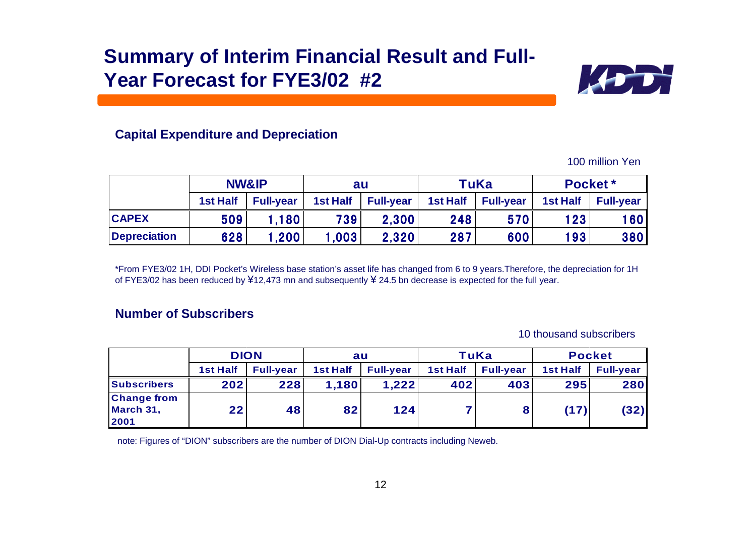# Summary of Interim Financial Result and Full-Year Forecast for FYE3/02 #2

## Capital Expenditure and Depreciation

100 million Yen

| | NW&IP | | au | | TuKa | | Pocket * | |
|---|---|---|---|---|---|---|---|---|
| | 1st Half | Full-year | 1st Half | Full-year | 1st Half | Full-year | 1st Half | Full-year |
| **CAPEX** | 509 | 1,180 | 739 | 2,300 | 248 | 570 | 123 | 160 |
| **Depreciation** | 628 | 1,200 | 1,003 | 2,320 | 287 | 600 | 193 | 380 |

*From FYE3/02 1H, DDI Pocket's Wireless base station's asset life has changed from 6 to 9 years.Therefore, the depreciation for 1H of FYE3/02 has been reduced by ¥12,473 mn and subsequently ¥ 24.5 bn decrease is expected for the full year.

## Number of Subscribers

10 thousand subscribers

| | DION | | au | | TuKa | | Pocket | |
|---|---|---|---|---|---|---|---|---|
| | 1st Half | Full-year | 1st Half | Full-year | 1st Half | Full-year | 1st Half | Full-year |
| **Subscribers** | 202 | 228 | 1,180 | 1,222 | 402 | 403 | 295 | 280 |
| **Change from March 31, 2001** | 22 | 48 | 82 | 124 | 7 | 8 | (17) | (32) |

note: Figures of "DION" subscribers are the number of DION Dial-Up contracts including Neweb.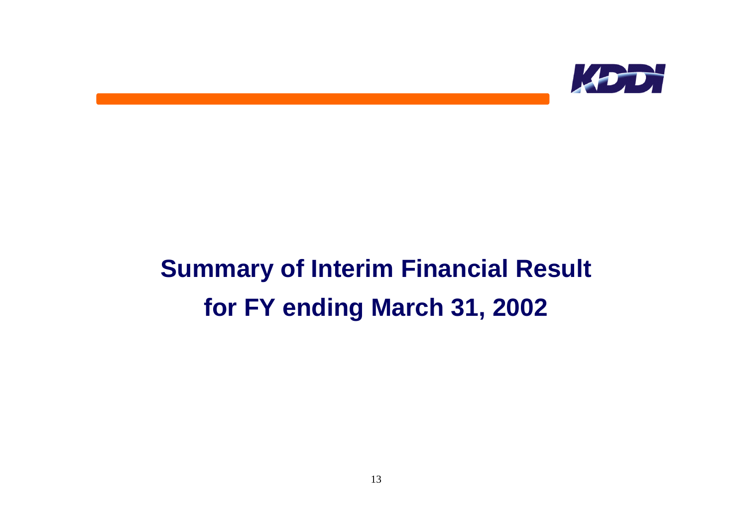# Summary of Interim Financial Result for FY ending March 31, 2002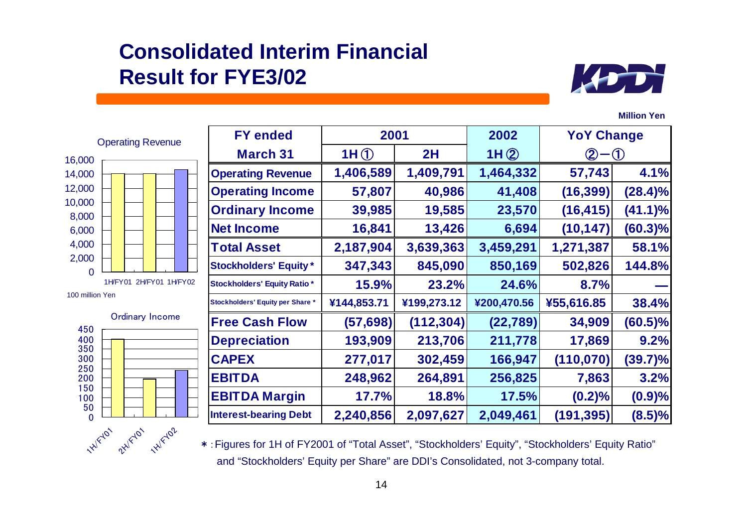# Consolidated Interim Financial Result for FYE3/02

Million Yen

Operating Revenue

100 million Yen

Ordinary Income

| FY ended March 31 | 2001 | | 2002 | YoY Change | |
|---|---|---|---|---|---|
| | 1H ① | 2H | 1H ② | ②−① | |
| Operating Revenue | 1,406,589 | 1,409,791 | 1,464,332 | 57,743 | 4.1% |
| Operating Income | 57,807 | 40,986 | 41,408 | (16,399) | (28.4)% |
| Ordinary Income | 39,985 | 19,585 | 23,570 | (16,415) | (41.1)% |
| Net Income | 16,841 | 13,426 | 6,694 | (10,147) | (60.3)% |
| Total Asset | 2,187,904 | 3,639,363 | 3,459,291 | 1,271,387 | 58.1% |
| Stockholders' Equity * | 347,343 | 845,090 | 850,169 | 502,826 | 144.8% |
| Stockholders' Equity Ratio * | 15.9% | 23.2% | 24.6% | 8.7% | — |
| Stockholders' Equity per Share * | ¥144,853.71 | ¥199,273.12 | ¥200,470.56 | ¥55,616.85 | 38.4% |
| Free Cash Flow | (57,698) | (112,304) | (22,789) | 34,909 | (60.5)% |
| Depreciation | 193,909 | 213,706 | 211,778 | 17,869 | 9.2% |
| CAPEX | 277,017 | 302,459 | 166,947 | (110,070) | (39.7)% |
| EBITDA | 248,962 | 264,891 | 256,825 | 7,863 | 3.2% |
| EBITDA Margin | 17.7% | 18.8% | 17.5% | (0.2)% | (0.9)% |
| Interest-bearing Debt | 2,240,856 | 2,097,627 | 2,049,461 | (191,395) | (8.5)% |

* : Figures for 1H of FY2001 of "Total Asset", "Stockholders' Equity", "Stockholders' Equity Ratio" and "Stockholders' Equity per Share" are DDI's Consolidated, not 3-company total.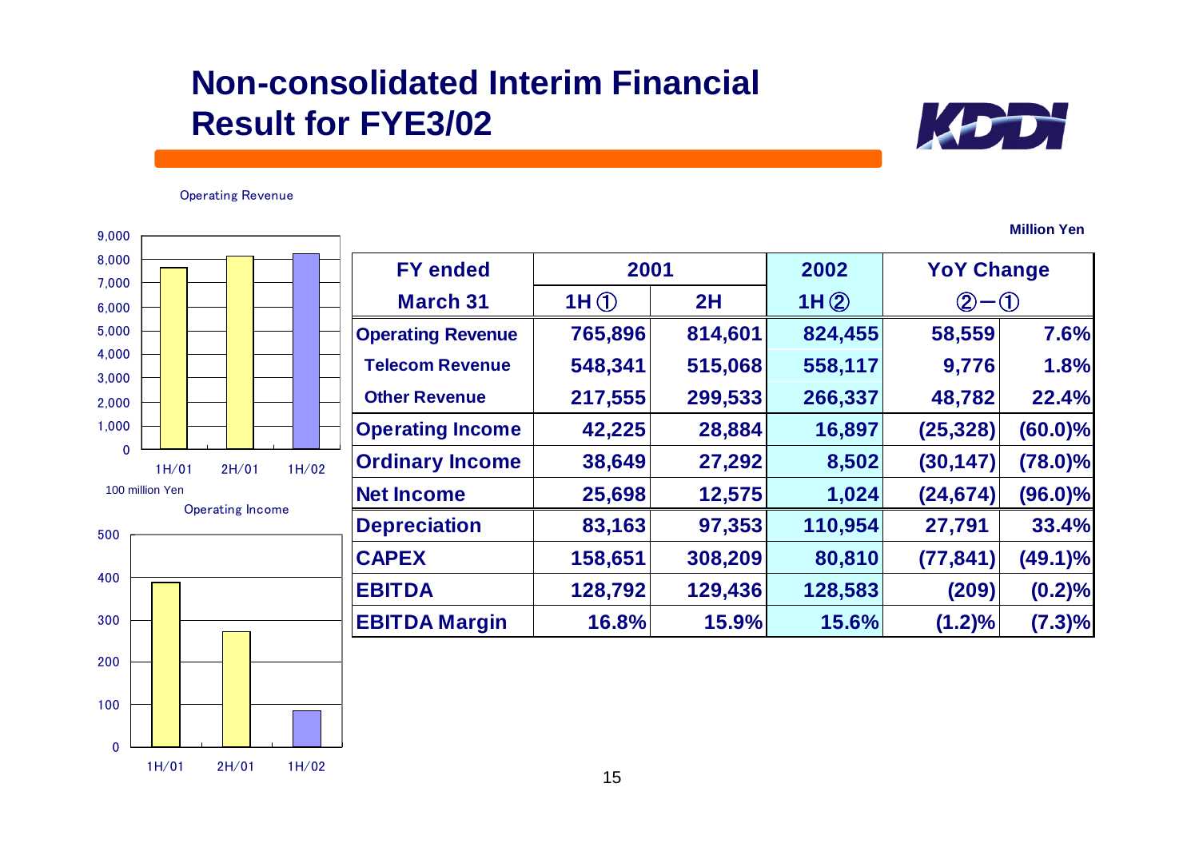# Non-consolidated Interim Financial Result for FYE3/02

Operating Revenue

100 million Yen

Operating Income

Million Yen

| FY ended March 31 | 2001 1H ① | 2001 2H | 2002 1H ② | YoY Change ②−① | |
|---|---|---|---|---|---|
| **Operating Revenue** | 765,896 | 814,601 | 824,455 | 58,559 | 7.6% |
| Telecom Revenue | 548,341 | 515,068 | 558,117 | 9,776 | 1.8% |
| Other Revenue | 217,555 | 299,533 | 266,337 | 48,782 | 22.4% |
| **Operating Income** | 42,225 | 28,884 | 16,897 | (25,328) | (60.0)% |
| **Ordinary Income** | 38,649 | 27,292 | 8,502 | (30,147) | (78.0)% |
| **Net Income** | 25,698 | 12,575 | 1,024 | (24,674) | (96.0)% |
| **Depreciation** | 83,163 | 97,353 | 110,954 | 27,791 | 33.4% |
| **CAPEX** | 158,651 | 308,209 | 80,810 | (77,841) | (49.1)% |
| **EBITDA** | 128,792 | 129,436 | 128,583 | (209) | (0.2)% |
| **EBITDA Margin** | 16.8% | 15.9% | 15.6% | (1.2)% | (7.3)% |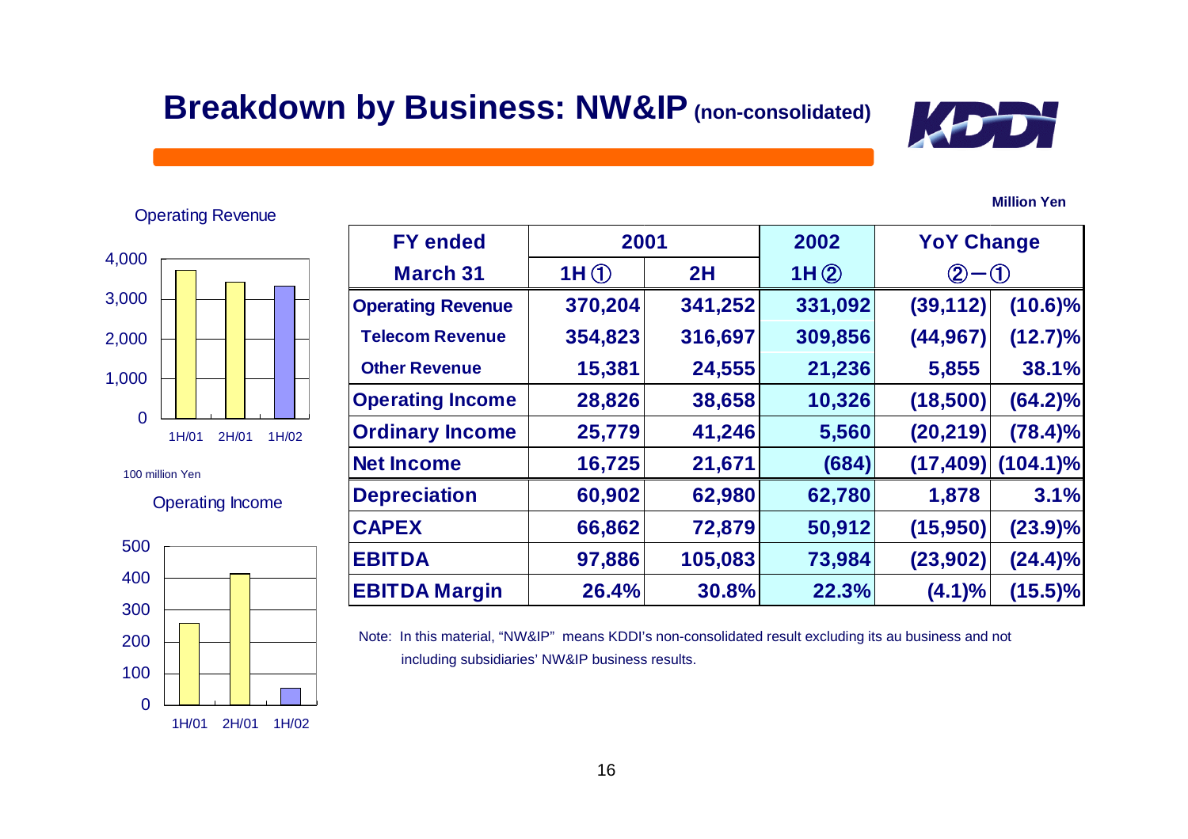# Breakdown by Business: NW&IP (non-consolidated)

Operating Revenue

(Chart: 1H/01, 2H/01, 1H/02; axis 0–4,000; 100 million Yen)

Operating Income

(Chart: 1H/01, 2H/01, 1H/02; axis 0–500)

Million Yen

| FY ended March 31 | 2001 1H ① | 2001 2H | 2002 1H ② | YoY Change ②−① | |
|---|---|---|---|---|---|
| Operating Revenue | 370,204 | 341,252 | 331,092 | (39,112) | (10.6)% |
| Telecom Revenue | 354,823 | 316,697 | 309,856 | (44,967) | (12.7)% |
| Other Revenue | 15,381 | 24,555 | 21,236 | 5,855 | 38.1% |
| Operating Income | 28,826 | 38,658 | 10,326 | (18,500) | (64.2)% |
| Ordinary Income | 25,779 | 41,246 | 5,560 | (20,219) | (78.4)% |
| Net Income | 16,725 | 21,671 | (684) | (17,409) | (104.1)% |
| Depreciation | 60,902 | 62,980 | 62,780 | 1,878 | 3.1% |
| CAPEX | 66,862 | 72,879 | 50,912 | (15,950) | (23.9)% |
| EBITDA | 97,886 | 105,083 | 73,984 | (23,902) | (24.4)% |
| EBITDA Margin | 26.4% | 30.8% | 22.3% | (4.1)% | (15.5)% |

Note: In this material, "NW&IP" means KDDI's non-consolidated result excluding its au business and not including subsidiaries' NW&IP business results.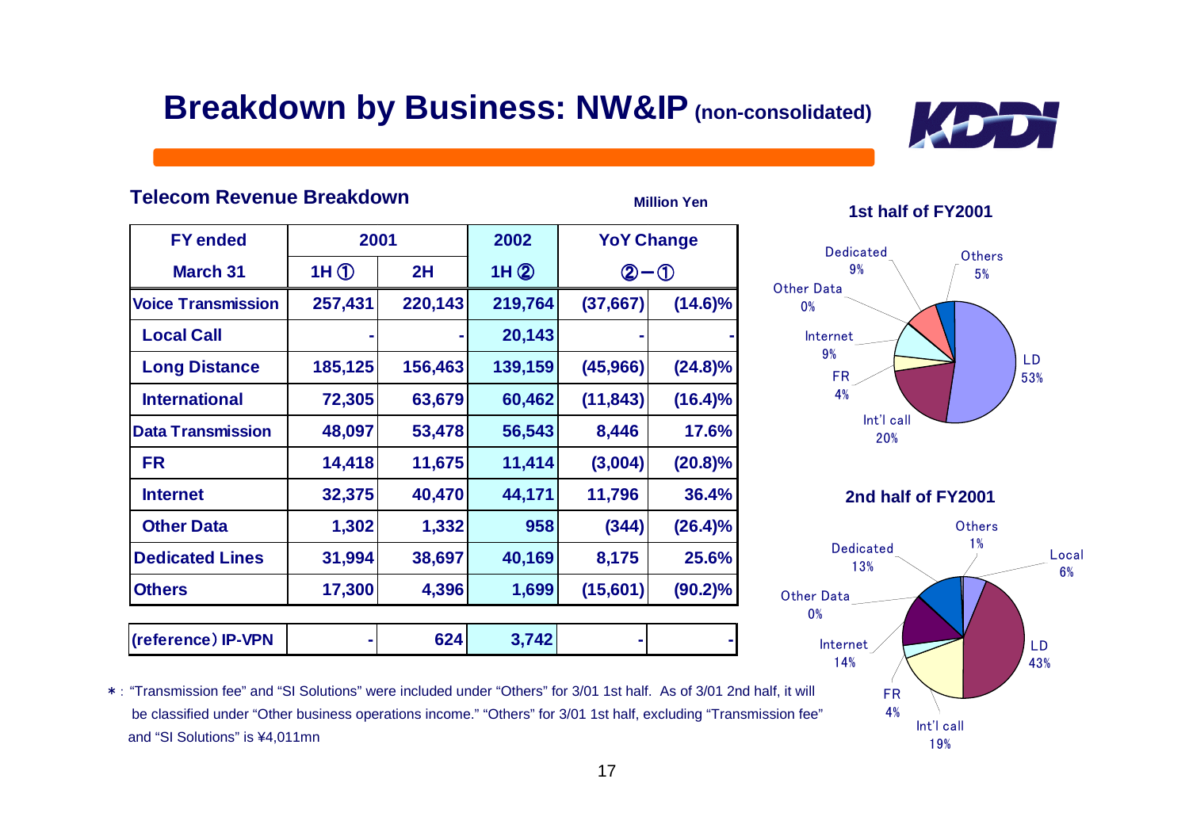# Breakdown by Business: NW&IP (non-consolidated)

## Telecom Revenue Breakdown

Million Yen

| FY ended March 31 | 2001 1H ① | 2001 2H | 2002 1H ② | YoY Change ②－① | |
|---|---|---|---|---|---|
| **Voice Transmission** | 257,431 | 220,143 | 219,764 | (37,667) | (14.6)% |
| Local Call | - | - | 20,143 | - | - |
| Long Distance | 185,125 | 156,463 | 139,159 | (45,966) | (24.8)% |
| International | 72,305 | 63,679 | 60,462 | (11,843) | (16.4)% |
| **Data Transmission** | 48,097 | 53,478 | 56,543 | 8,446 | 17.6% |
| FR | 14,418 | 11,675 | 11,414 | (3,004) | (20.8)% |
| Internet | 32,375 | 40,470 | 44,171 | 11,796 | 36.4% |
| Other Data | 1,302 | 1,332 | 958 | (344) | (26.4)% |
| **Dedicated Lines** | 31,994 | 38,697 | 40,169 | 8,175 | 25.6% |
| **Others** | 17,300 | 4,396 | 1,699 | (15,601) | (90.2)% |
| (reference) IP-VPN | - | 624 | 3,742 | - | - |

＊: "Transmission fee" and "SI Solutions" were included under "Others" for 3/01 1st half. As of 3/01 2nd half, it will be classified under "Other business operations income." "Others" for 3/01 1st half, excluding "Transmission fee" and "SI Solutions" is ¥4,011mn

**1st half of FY2001**

- LD 53%
- Int'l call 20%
- FR 4%
- Internet 9%
- Other Data 0%
- Dedicated 9%
- Others 5%

**2nd half of FY2001**

- Local 6%
- LD 43%
- Int'l call 19%
- FR 4%
- Internet 14%
- Other Data 0%
- Dedicated 13%
- Others 1%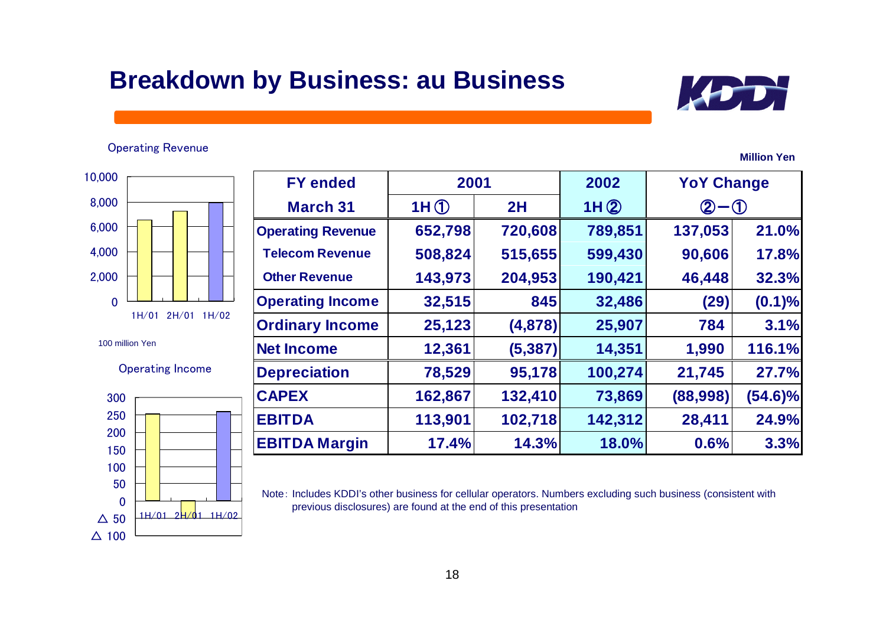# Breakdown by Business: au Business

Operating Revenue

100 million Yen

Operating Income

Million Yen

| FY ended March 31 | 2001 1H ① | 2001 2H | 2002 1H ② | YoY Change ②－① | |
|---|---|---|---|---|---|
| **Operating Revenue** | 652,798 | 720,608 | 789,851 | 137,053 | 21.0% |
| Telecom Revenue | 508,824 | 515,655 | 599,430 | 90,606 | 17.8% |
| Other Revenue | 143,973 | 204,953 | 190,421 | 46,448 | 32.3% |
| **Operating Income** | 32,515 | 845 | 32,486 | (29) | (0.1)% |
| **Ordinary Income** | 25,123 | (4,878) | 25,907 | 784 | 3.1% |
| **Net Income** | 12,361 | (5,387) | 14,351 | 1,990 | 116.1% |
| **Depreciation** | 78,529 | 95,178 | 100,274 | 21,745 | 27.7% |
| **CAPEX** | 162,867 | 132,410 | 73,869 | (88,998) | (54.6)% |
| **EBITDA** | 113,901 | 102,718 | 142,312 | 28,411 | 24.9% |
| **EBITDA Margin** | 17.4% | 14.3% | 18.0% | 0.6% | 3.3% |

Note: Includes KDDI's other business for cellular operators. Numbers excluding such business (consistent with previous disclosures) are found at the end of this presentation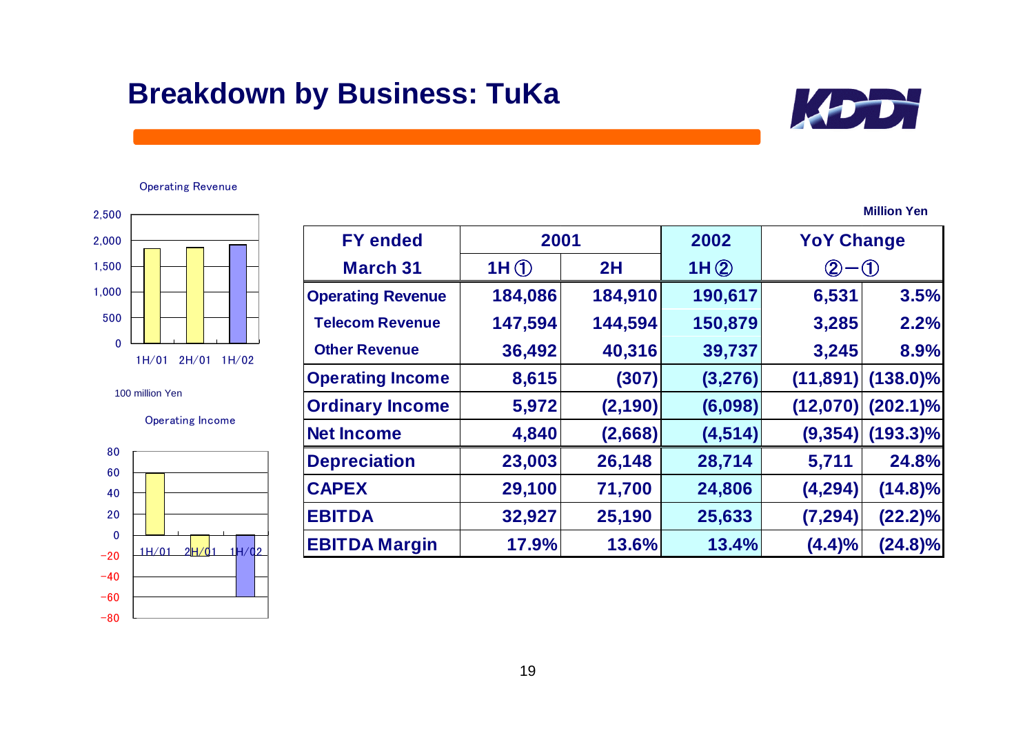# Breakdown by Business: TuKa

Operating Revenue

100 million Yen

Operating Income

Million Yen

| FY ended March 31 | 2001 1H ① | 2001 2H | 2002 1H ② | YoY Change ②−① | |
|---|---|---|---|---|---|
| **Operating Revenue** | 184,086 | 184,910 | 190,617 | 6,531 | 3.5% |
| Telecom Revenue | 147,594 | 144,594 | 150,879 | 3,285 | 2.2% |
| Other Revenue | 36,492 | 40,316 | 39,737 | 3,245 | 8.9% |
| **Operating Income** | 8,615 | (307) | (3,276) | (11,891) | (138.0)% |
| **Ordinary Income** | 5,972 | (2,190) | (6,098) | (12,070) | (202.1)% |
| **Net Income** | 4,840 | (2,668) | (4,514) | (9,354) | (193.3)% |
| **Depreciation** | 23,003 | 26,148 | 28,714 | 5,711 | 24.8% |
| **CAPEX** | 29,100 | 71,700 | 24,806 | (4,294) | (14.8)% |
| **EBITDA** | 32,927 | 25,190 | 25,633 | (7,294) | (22.2)% |
| **EBITDA Margin** | 17.9% | 13.6% | 13.4% | (4.4)% | (24.8)% |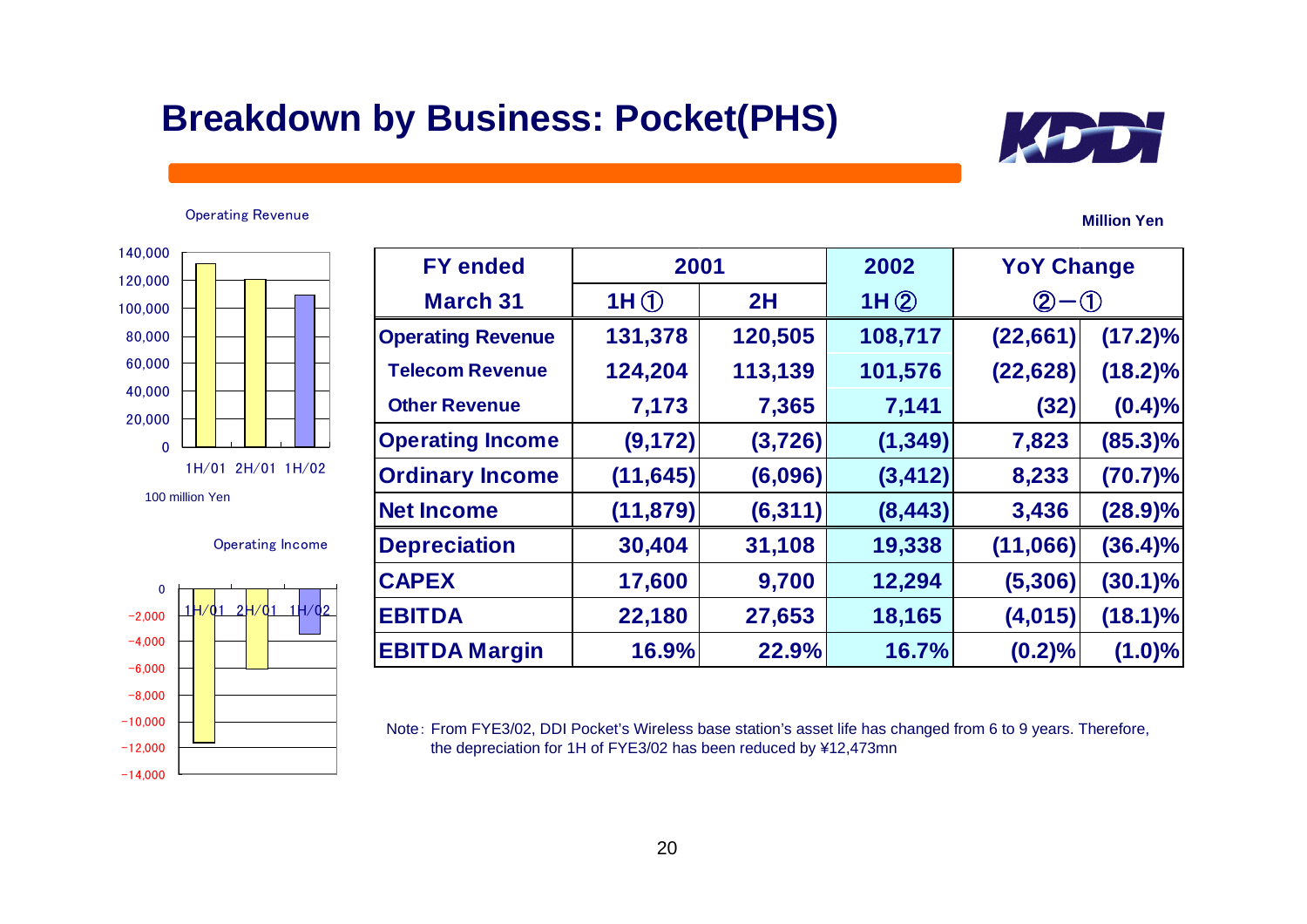# Breakdown by Business: Pocket(PHS)

Operating Revenue

100 million Yen

Operating Income

Million Yen

| FY ended March 31 | 2001 1H ① | 2001 2H | 2002 1H ② | YoY Change ②−① | |
|---|---|---|---|---|---|
| **Operating Revenue** | 131,378 | 120,505 | 108,717 | (22,661) | (17.2)% |
| Telecom Revenue | 124,204 | 113,139 | 101,576 | (22,628) | (18.2)% |
| Other Revenue | 7,173 | 7,365 | 7,141 | (32) | (0.4)% |
| **Operating Income** | (9,172) | (3,726) | (1,349) | 7,823 | (85.3)% |
| **Ordinary Income** | (11,645) | (6,096) | (3,412) | 8,233 | (70.7)% |
| **Net Income** | (11,879) | (6,311) | (8,443) | 3,436 | (28.9)% |
| **Depreciation** | 30,404 | 31,108 | 19,338 | (11,066) | (36.4)% |
| **CAPEX** | 17,600 | 9,700 | 12,294 | (5,306) | (30.1)% |
| **EBITDA** | 22,180 | 27,653 | 18,165 | (4,015) | (18.1)% |
| **EBITDA Margin** | 16.9% | 22.9% | 16.7% | (0.2)% | (1.0)% |

Note: From FYE3/02, DDI Pocket's Wireless base station's asset life has changed from 6 to 9 years. Therefore, the depreciation for 1H of FYE3/02 has been reduced by ¥12,473mn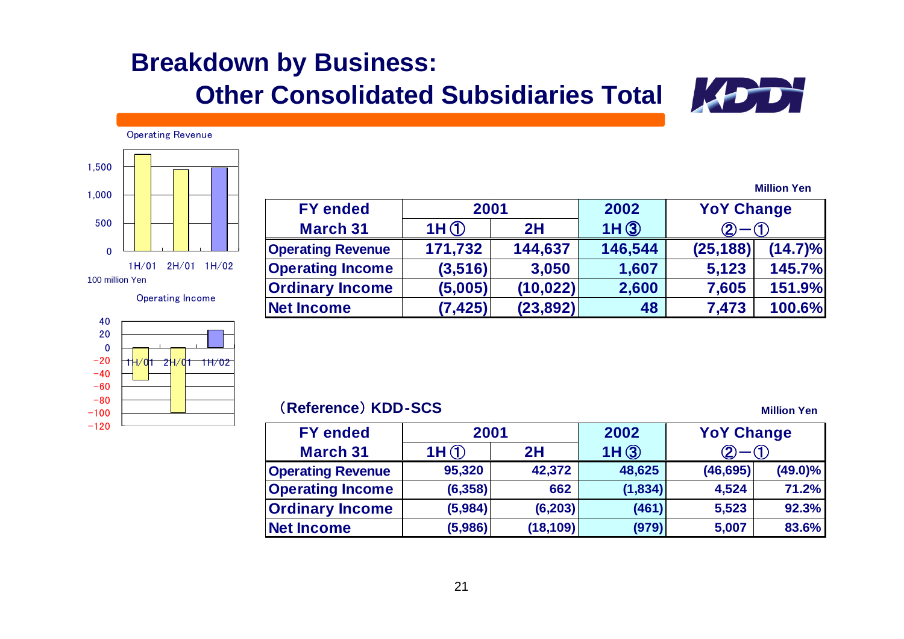# Breakdown by Business: Other Consolidated Subsidiaries Total

Operating Revenue

100 million Yen

Operating Income

Million Yen

| FY ended March 31 | 2001 | | 2002 | YoY Change | |
|---|---|---|---|---|---|
| | 1H ① | 2H | 1H ③ | ②－① | |
| Operating Revenue | 171,732 | 144,637 | 146,544 | (25,188) | (14.7)% |
| Operating Income | (3,516) | 3,050 | 1,607 | 5,123 | 145.7% |
| Ordinary Income | (5,005) | (10,022) | 2,600 | 7,605 | 151.9% |
| Net Income | (7,425) | (23,892) | 48 | 7,473 | 100.6% |

（Reference）KDD-SCS

Million Yen

| FY ended March 31 | 2001 | | 2002 | YoY Change | |
|---|---|---|---|---|---|
| | 1H ① | 2H | 1H ③ | ②－① | |
| Operating Revenue | 95,320 | 42,372 | 48,625 | (46,695) | (49.0)% |
| Operating Income | (6,358) | 662 | (1,834) | 4,524 | 71.2% |
| Ordinary Income | (5,984) | (6,203) | (461) | 5,523 | 92.3% |
| Net Income | (5,986) | (18,109) | (979) | 5,007 | 83.6% |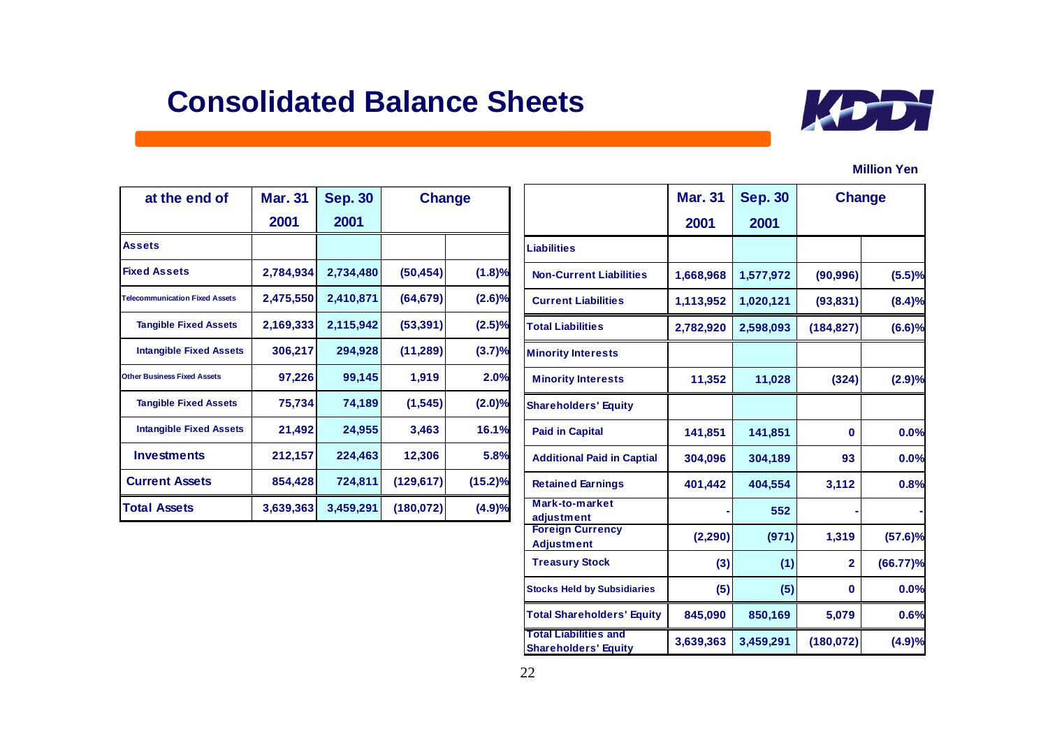# Consolidated Balance Sheets

Million Yen

| at the end of | Mar. 31 2001 | Sep. 30 2001 | Change | |
|---|---|---|---|---|
| **Assets** | | | | |
| **Fixed Assets** | 2,784,934 | 2,734,480 | (50,454) | (1.8)% |
| Telecommunication Fixed Assets | 2,475,550 | 2,410,871 | (64,679) | (2.6)% |
| Tangible Fixed Assets | 2,169,333 | 2,115,942 | (53,391) | (2.5)% |
| Intangible Fixed Assets | 306,217 | 294,928 | (11,289) | (3.7)% |
| Other Business Fixed Assets | 97,226 | 99,145 | 1,919 | 2.0% |
| Tangible Fixed Assets | 75,734 | 74,189 | (1,545) | (2.0)% |
| Intangible Fixed Assets | 21,492 | 24,955 | 3,463 | 16.1% |
| **Investments** | 212,157 | 224,463 | 12,306 | 5.8% |
| **Current Assets** | 854,428 | 724,811 | (129,617) | (15.2)% |
| **Total Assets** | 3,639,363 | 3,459,291 | (180,072) | (4.9)% |

| | Mar. 31 2001 | Sep. 30 2001 | Change | |
|---|---|---|---|---|
| **Liabilities** | | | | |
| Non-Current Liabilities | 1,668,968 | 1,577,972 | (90,996) | (5.5)% |
| Current Liabilities | 1,113,952 | 1,020,121 | (93,831) | (8.4)% |
| **Total Liabilities** | 2,782,920 | 2,598,093 | (184,827) | (6.6)% |
| **Minority Interests** | | | | |
| Minority Interests | 11,352 | 11,028 | (324) | (2.9)% |
| **Shareholders' Equity** | | | | |
| Paid in Capital | 141,851 | 141,851 | 0 | 0.0% |
| Additional Paid in Captial | 304,096 | 304,189 | 93 | 0.0% |
| Retained Earnings | 401,442 | 404,554 | 3,112 | 0.8% |
| Mark-to-market adjustment | - | 552 | - | - |
| Foreign Currency Adjustment | (2,290) | (971) | 1,319 | (57.6)% |
| Treasury Stock | (3) | (1) | 2 | (66.77)% |
| Stocks Held by Subsidiaries | (5) | (5) | 0 | 0.0% |
| **Total Shareholders' Equity** | 845,090 | 850,169 | 5,079 | 0.6% |
| **Total Liabilities and Shareholders' Equity** | 3,639,363 | 3,459,291 | (180,072) | (4.9)% |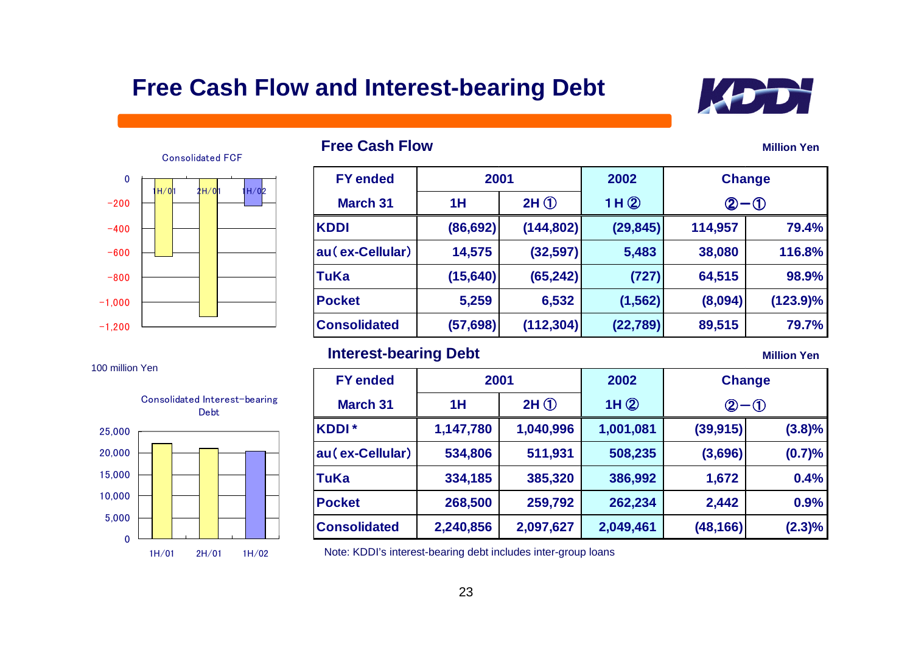# Free Cash Flow and Interest-bearing Debt

Consolidated FCF

100 million Yen

Consolidated Interest-bearing Debt

## Free Cash Flow

Million Yen

| FY ended March 31 | 2001 1H | 2001 2H ① | 2002 1H ② | Change ②−① | |
|---|---|---|---|---|---|
| KDDI | (86,692) | (144,802) | (29,845) | 114,957 | 79.4% |
| au(ex-Cellular) | 14,575 | (32,597) | 5,483 | 38,080 | 116.8% |
| TuKa | (15,640) | (65,242) | (727) | 64,515 | 98.9% |
| Pocket | 5,259 | 6,532 | (1,562) | (8,094) | (123.9)% |
| Consolidated | (57,698) | (112,304) | (22,789) | 89,515 | 79.7% |

## Interest-bearing Debt

Million Yen

| FY ended March 31 | 2001 1H | 2001 2H ① | 2002 1H ② | Change ②−① | |
|---|---|---|---|---|---|
| KDDI * | 1,147,780 | 1,040,996 | 1,001,081 | (39,915) | (3.8)% |
| au(ex-Cellular) | 534,806 | 511,931 | 508,235 | (3,696) | (0.7)% |
| TuKa | 334,185 | 385,320 | 386,992 | 1,672 | 0.4% |
| Pocket | 268,500 | 259,792 | 262,234 | 2,442 | 0.9% |
| Consolidated | 2,240,856 | 2,097,627 | 2,049,461 | (48,166) | (2.3)% |

Note: KDDI's interest-bearing debt includes inter-group loans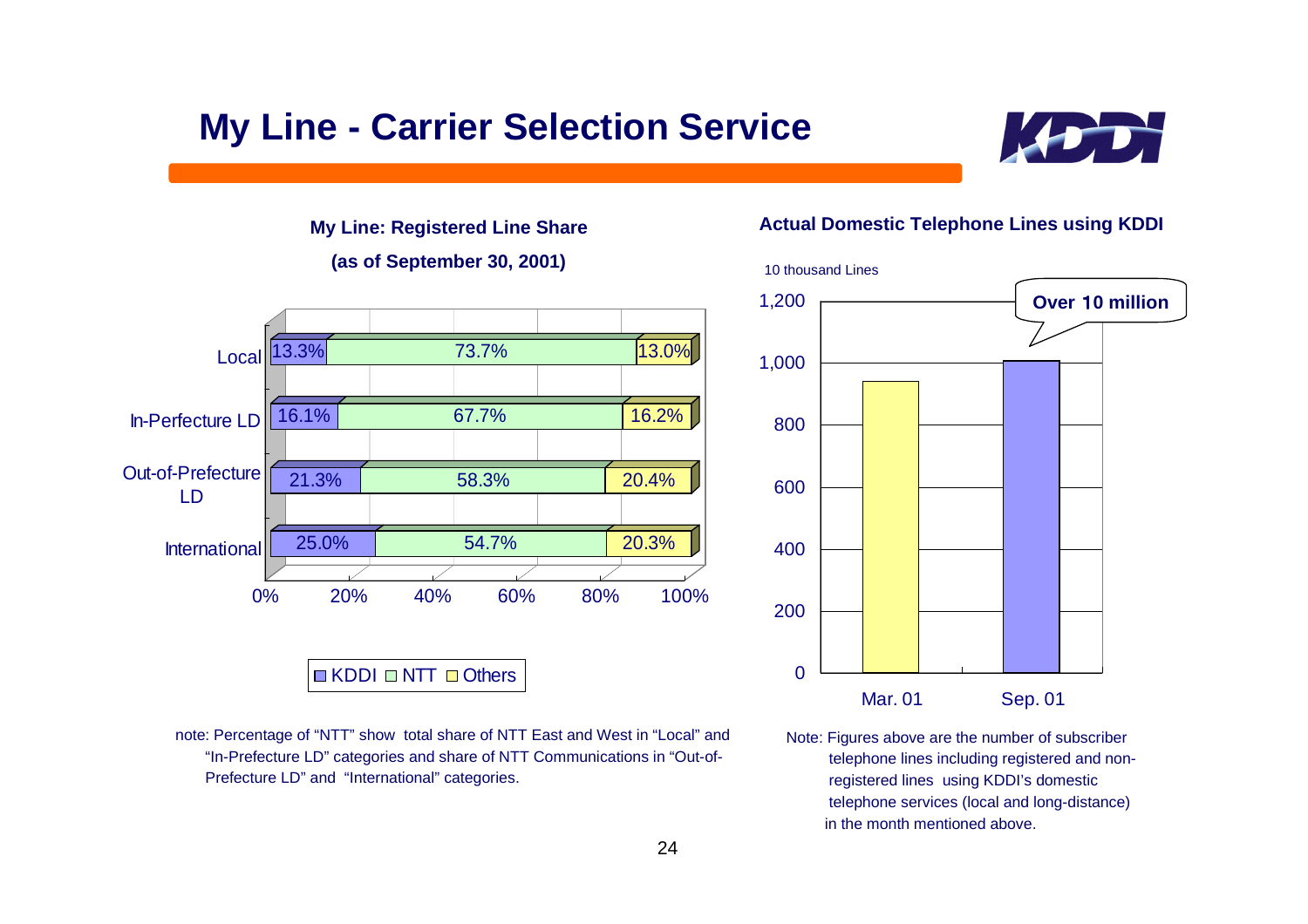# My Line - Carrier Selection Service

**My Line: Registered Line Share**

**(as of September 30, 2001)**

| | KDDI | NTT | Others |
|---|---|---|---|
| Local | 13.3% | 73.7% | 13.0% |
| In-Perfecture LD | 16.1% | 67.7% | 16.2% |
| Out-of-Prefecture LD | 21.3% | 58.3% | 20.4% |
| International | 25.0% | 54.7% | 20.3% |

note: Percentage of "NTT" show total share of NTT East and West in "Local" and "In-Prefecture LD" categories and share of NTT Communications in "Out-of-Prefecture LD" and "International" categories.

**Actual Domestic Telephone Lines using KDDI**

10 thousand Lines

| | Mar. 01 | Sep. 01 |
|---|---|---|
| Lines (10 thousand) | approx. 940 | approx. 1,000 |

**Over 10 million**

Note: Figures above are the number of subscriber telephone lines including registered and non-registered lines using KDDI's domestic telephone services (local and long-distance) in the month mentioned above.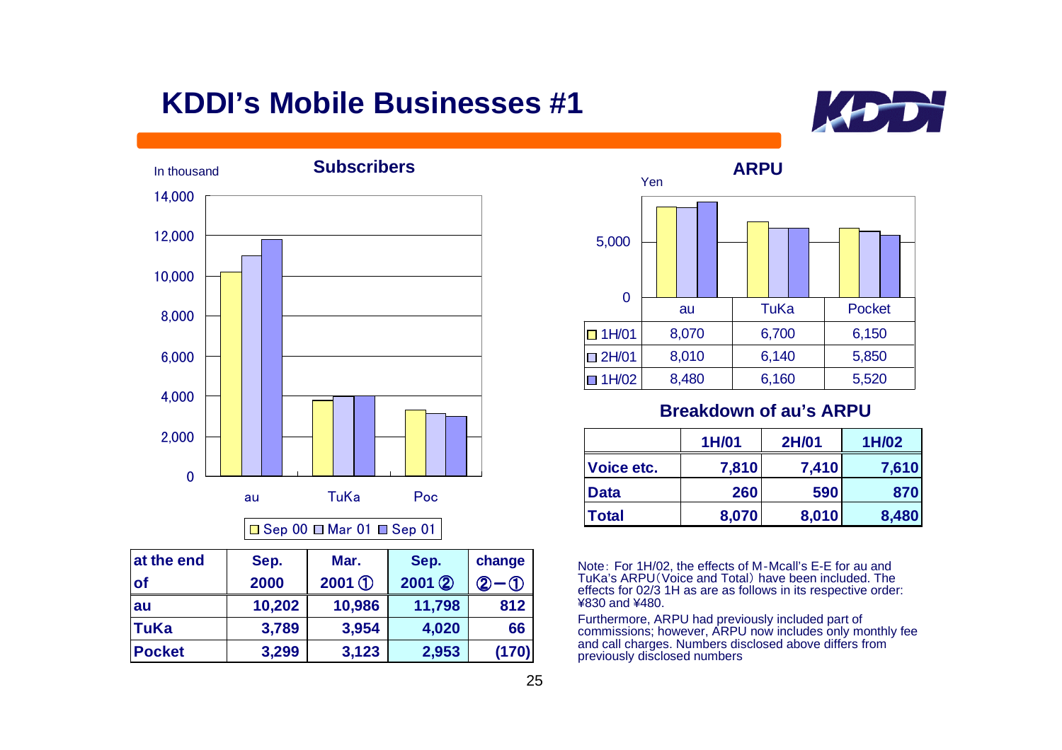# KDDI's Mobile Businesses #1

## Subscribers

In thousand

| at the end of | Sep. 2000 | Mar. 2001 ① | Sep. 2001 ② | change ②－① |
|---|---|---|---|---|
| au | 10,202 | 10,986 | 11,798 | 812 |
| TuKa | 3,789 | 3,954 | 4,020 | 66 |
| Pocket | 3,299 | 3,123 | 2,953 | (170) |

## ARPU

Yen

| | au | TuKa | Pocket |
|---|---|---|---|
| 1H/01 | 8,070 | 6,700 | 6,150 |
| 2H/01 | 8,010 | 6,140 | 5,850 |
| 1H/02 | 8,480 | 6,160 | 5,520 |

## Breakdown of au's ARPU

| | 1H/01 | 2H/01 | 1H/02 |
|---|---|---|---|
| Voice etc. | 7,810 | 7,410 | 7,610 |
| Data | 260 | 590 | 870 |
| Total | 8,070 | 8,010 | 8,480 |

Note: For 1H/02, the effects of M-Mcall's E-E for au and TuKa's ARPU (Voice and Total) have been included. The effects for 02/3 1H as are as follows in its respective order: ¥830 and ¥480.

Furthermore, ARPU had previously included part of commissions; however, ARPU now includes only monthly fee and call charges. Numbers disclosed above differs from previously disclosed numbers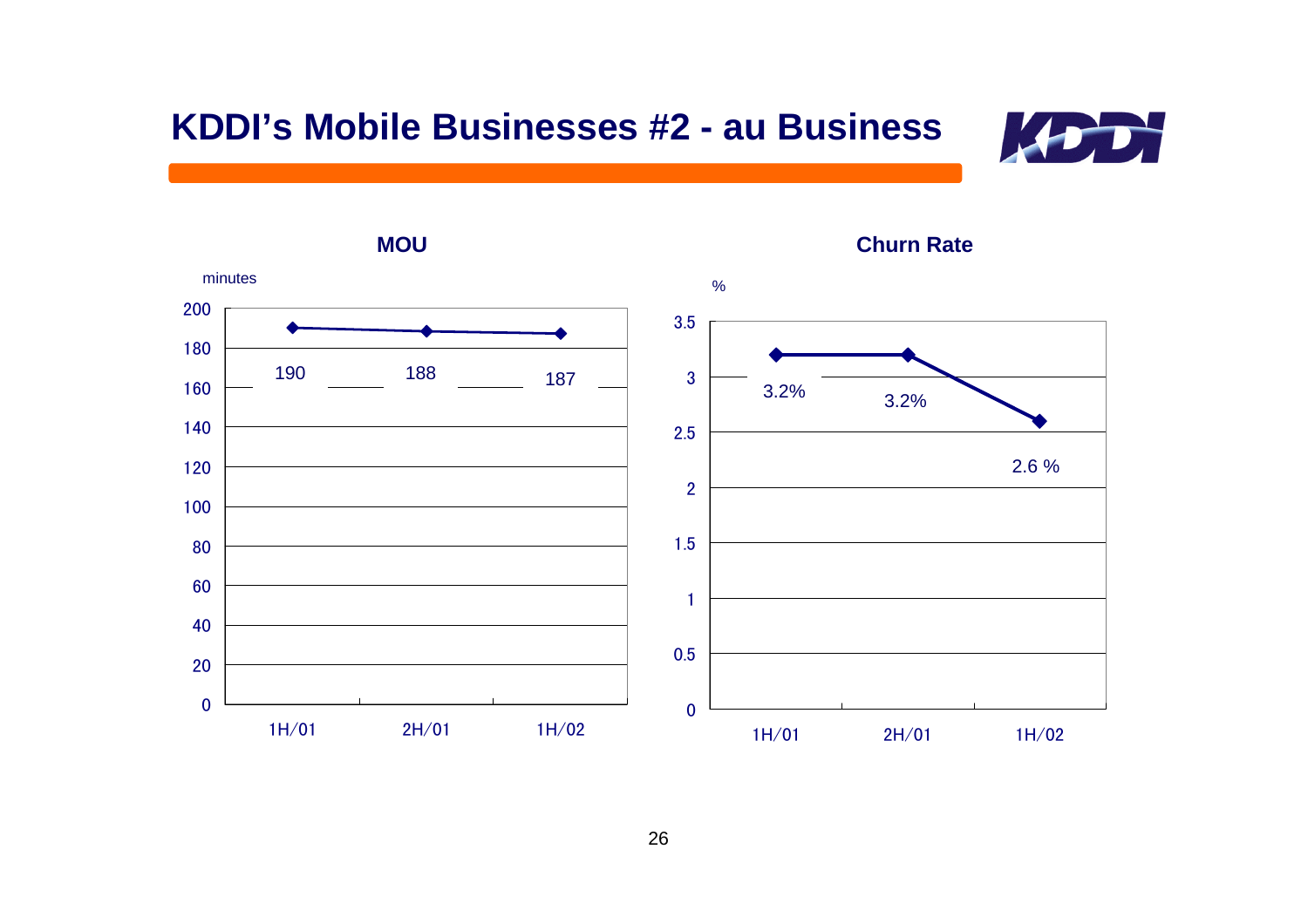# KDDI's Mobile Businesses #2 - au Business

**MOU**

minutes

| | 1H/01 | 2H/01 | 1H/02 |
|---|---|---|---|
| MOU | 190 | 188 | 187 |

**Churn Rate**

%

| | 1H/01 | 2H/01 | 1H/02 |
|---|---|---|---|
| Churn Rate | 3.2% | 3.2% | 2.6 % |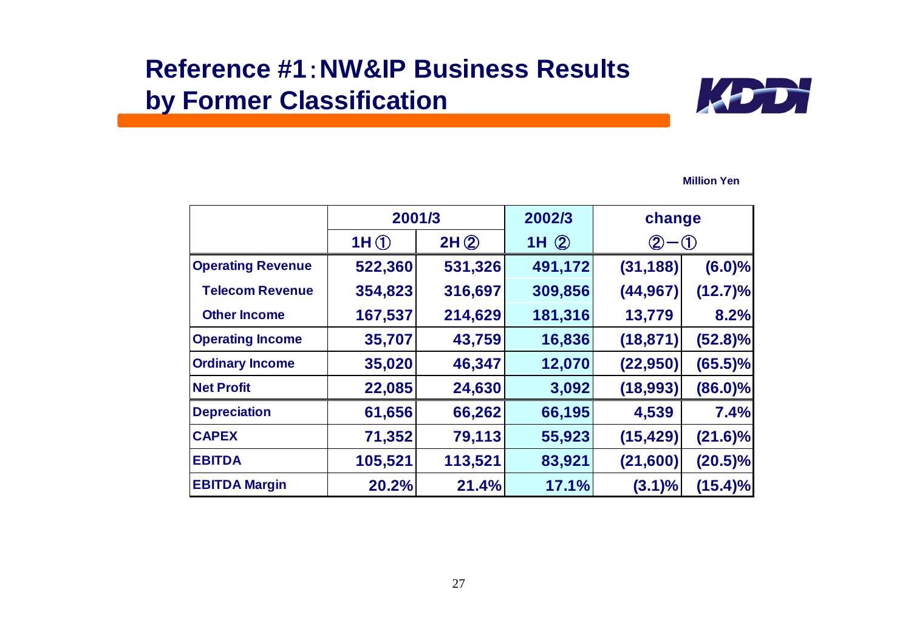# Reference #1：NW&IP Business Results by Former Classification

Million Yen

| | 2001/3 | | 2002/3 | change | |
|---|---|---|---|---|---|
| | 1H ① | 2H ② | 1H ② | ②－① | |
| **Operating Revenue** | 522,360 | 531,326 | 491,172 | (31,188) | (6.0)% |
| **Telecom Revenue** | 354,823 | 316,697 | 309,856 | (44,967) | (12.7)% |
| **Other Income** | 167,537 | 214,629 | 181,316 | 13,779 | 8.2% |
| **Operating Income** | 35,707 | 43,759 | 16,836 | (18,871) | (52.8)% |
| **Ordinary Income** | 35,020 | 46,347 | 12,070 | (22,950) | (65.5)% |
| **Net Profit** | 22,085 | 24,630 | 3,092 | (18,993) | (86.0)% |
| **Depreciation** | 61,656 | 66,262 | 66,195 | 4,539 | 7.4% |
| **CAPEX** | 71,352 | 79,113 | 55,923 | (15,429) | (21.6)% |
| **EBITDA** | 105,521 | 113,521 | 83,921 | (21,600) | (20.5)% |
| **EBITDA Margin** | 20.2% | 21.4% | 17.1% | (3.1)% | (15.4)% |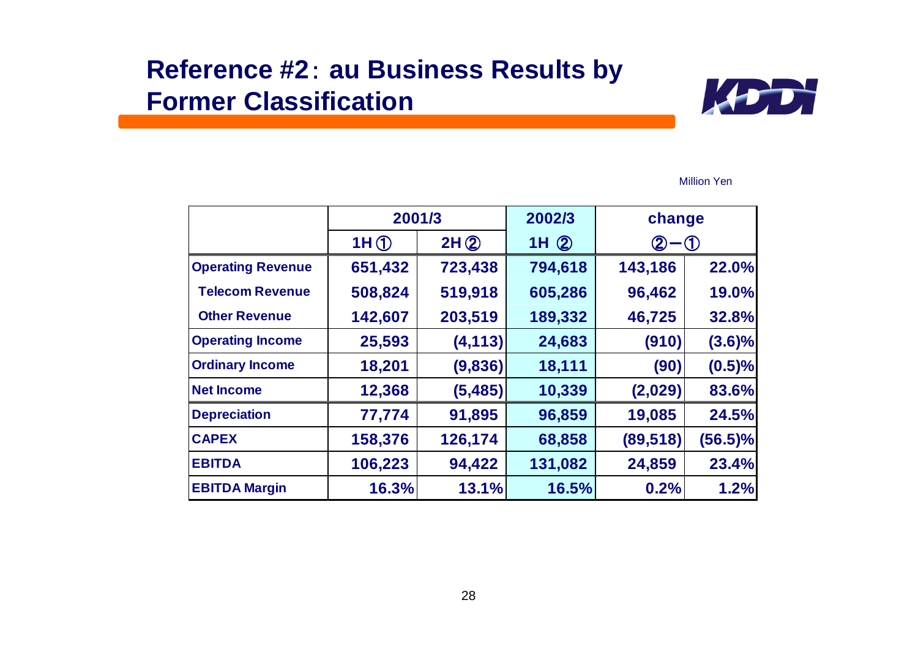# Reference #2：au Business Results by Former Classification

Million Yen

| | 2001/3 | | 2002/3 | change | |
|---|---|---|---|---|---|
| | 1H ① | 2H ② | 1H ② | ②－① | |
| Operating Revenue | 651,432 | 723,438 | 794,618 | 143,186 | 22.0% |
| Telecom Revenue | 508,824 | 519,918 | 605,286 | 96,462 | 19.0% |
| Other Revenue | 142,607 | 203,519 | 189,332 | 46,725 | 32.8% |
| Operating Income | 25,593 | (4,113) | 24,683 | (910) | (3.6)% |
| Ordinary Income | 18,201 | (9,836) | 18,111 | (90) | (0.5)% |
| Net Income | 12,368 | (5,485) | 10,339 | (2,029) | 83.6% |
| Depreciation | 77,774 | 91,895 | 96,859 | 19,085 | 24.5% |
| CAPEX | 158,376 | 126,174 | 68,858 | (89,518) | (56.5)% |
| EBITDA | 106,223 | 94,422 | 131,082 | 24,859 | 23.4% |
| EBITDA Margin | 16.3% | 13.1% | 16.5% | 0.2% | 1.2% |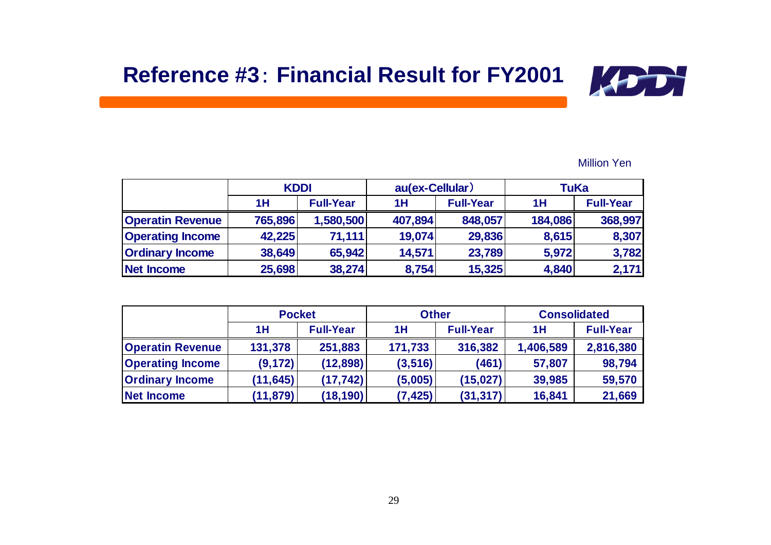# Reference #3：Financial Result for FY2001

Million Yen

| | KDDI | | au(ex-Cellular) | | TuKa | |
|---|---|---|---|---|---|---|
| | 1H | Full-Year | 1H | Full-Year | 1H | Full-Year |
| Operatin Revenue | 765,896 | 1,580,500 | 407,894 | 848,057 | 184,086 | 368,997 |
| Operating Income | 42,225 | 71,111 | 19,074 | 29,836 | 8,615 | 8,307 |
| Ordinary Income | 38,649 | 65,942 | 14,571 | 23,789 | 5,972 | 3,782 |
| Net Income | 25,698 | 38,274 | 8,754 | 15,325 | 4,840 | 2,171 |

| | Pocket | | Other | | Consolidated | |
|---|---|---|---|---|---|---|
| | 1H | Full-Year | 1H | Full-Year | 1H | Full-Year |
| Operatin Revenue | 131,378 | 251,883 | 171,733 | 316,382 | 1,406,589 | 2,816,380 |
| Operating Income | (9,172) | (12,898) | (3,516) | (461) | 57,807 | 98,794 |
| Ordinary Income | (11,645) | (17,742) | (5,005) | (15,027) | 39,985 | 59,570 |
| Net Income | (11,879) | (18,190) | (7,425) | (31,317) | 16,841 | 21,669 |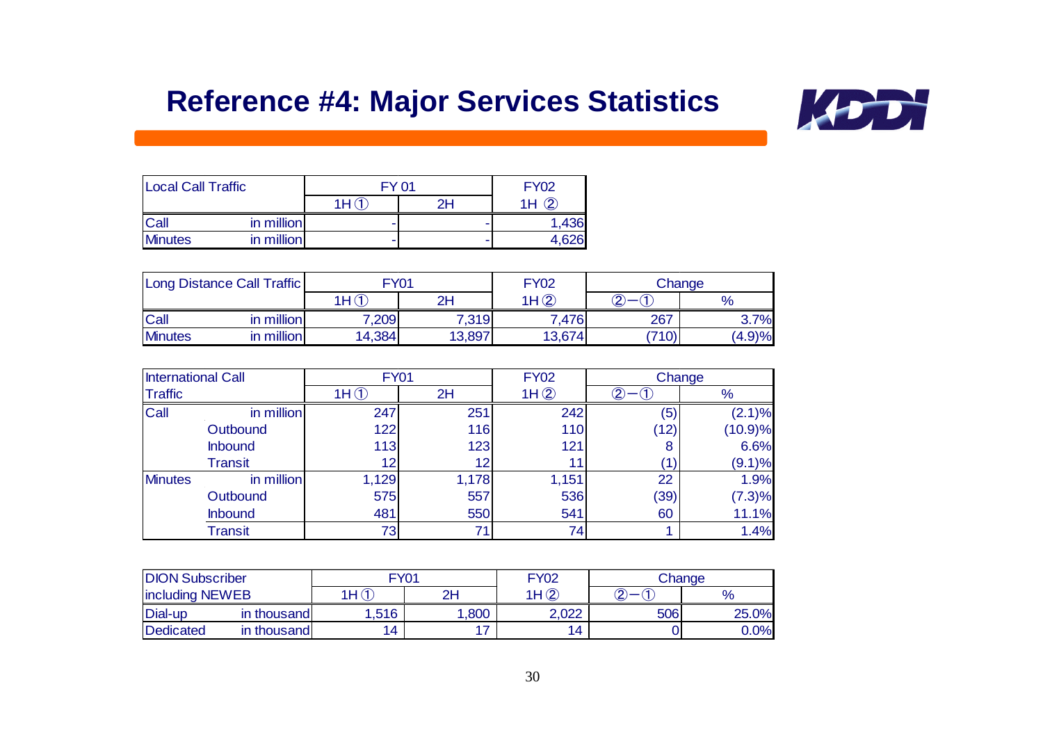# Reference #4: Major Services Statistics

| Local Call Traffic | | FY 01 | | FY02 |
|---|---|---|---|---|
| | | 1H ① | 2H | 1H ② |
| Call | in million | - | - | 1,436 |
| Minutes | in million | - | - | 4,626 |

| Long Distance Call Traffic | | FY01 | | FY02 | Change | |
|---|---|---|---|---|---|---|
| | | 1H ① | 2H | 1H ② | ②−① | % |
| Call | in million | 7,209 | 7,319 | 7,476 | 267 | 3.7% |
| Minutes | in million | 14,384 | 13,897 | 13,674 | (710) | (4.9)% |

| International Call Traffic | | FY01 | | FY02 | Change | |
|---|---|---|---|---|---|---|
| | | 1H ① | 2H | 1H ② | ②−① | % |
| Call | in million | 247 | 251 | 242 | (5) | (2.1)% |
| | Outbound | 122 | 116 | 110 | (12) | (10.9)% |
| | Inbound | 113 | 123 | 121 | 8 | 6.6% |
| | Transit | 12 | 12 | 11 | (1) | (9.1)% |
| Minutes | in million | 1,129 | 1,178 | 1,151 | 22 | 1.9% |
| | Outbound | 575 | 557 | 536 | (39) | (7.3)% |
| | Inbound | 481 | 550 | 541 | 60 | 11.1% |
| | Transit | 73 | 71 | 74 | 1 | 1.4% |

| DION Subscriber including NEWEB | | FY01 | | FY02 | Change | |
|---|---|---|---|---|---|---|
| | | 1H ① | 2H | 1H ② | ②−① | % |
| Dial-up | in thousand | 1,516 | 1,800 | 2,022 | 506 | 25.0% |
| Dedicated | in thousand | 14 | 17 | 14 | 0 | 0.0% |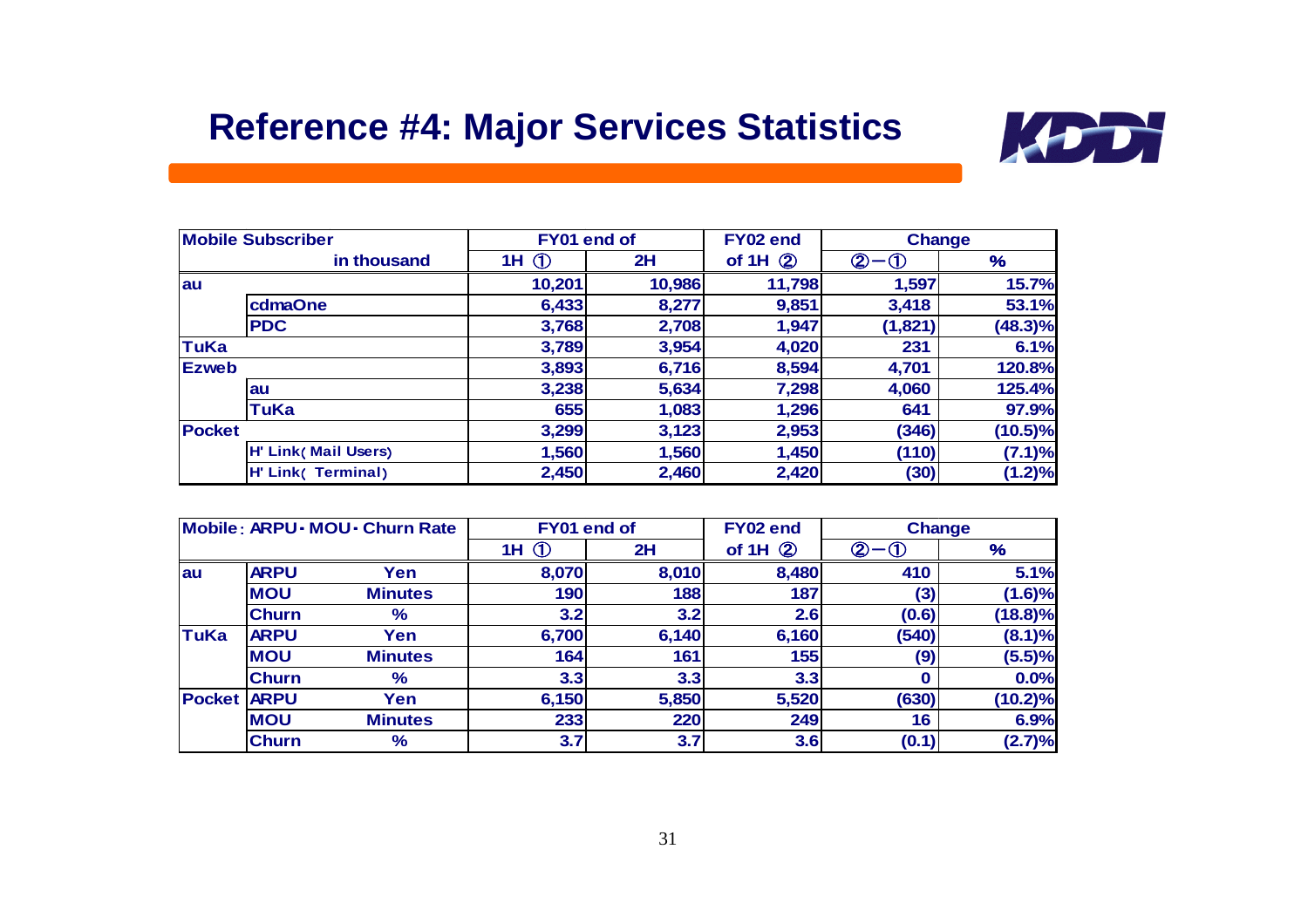# Reference #4: Major Services Statistics

| Mobile Subscriber | | FY01 end of | | FY02 end | Change | |
|---|---|---|---|---|---|---|
| | in thousand | 1H ① | 2H | of 1H ② | ②−① | % |
| au | | 10,201 | 10,986 | 11,798 | 1,597 | 15.7% |
| | cdmaOne | 6,433 | 8,277 | 9,851 | 3,418 | 53.1% |
| | PDC | 3,768 | 2,708 | 1,947 | (1,821) | (48.3)% |
| TuKa | | 3,789 | 3,954 | 4,020 | 231 | 6.1% |
| Ezweb | | 3,893 | 6,716 | 8,594 | 4,701 | 120.8% |
| | au | 3,238 | 5,634 | 7,298 | 4,060 | 125.4% |
| | TuKa | 655 | 1,083 | 1,296 | 641 | 97.9% |
| Pocket | | 3,299 | 3,123 | 2,953 | (346) | (10.5)% |
| | H' Link( Mail Users) | 1,560 | 1,560 | 1,450 | (110) | (7.1)% |
| | H' Link( Terminal) | 2,450 | 2,460 | 2,420 | (30) | (1.2)% |

| Mobile : ARPU・MOU・Churn Rate | | | FY01 end of | | FY02 end | Change | |
|---|---|---|---|---|---|---|---|
| | | | 1H ① | 2H | of 1H ② | ②−① | % |
| au | ARPU | Yen | 8,070 | 8,010 | 8,480 | 410 | 5.1% |
| | MOU | Minutes | 190 | 188 | 187 | (3) | (1.6)% |
| | Churn | % | 3.2 | 3.2 | 2.6 | (0.6) | (18.8)% |
| TuKa | ARPU | Yen | 6,700 | 6,140 | 6,160 | (540) | (8.1)% |
| | MOU | Minutes | 164 | 161 | 155 | (9) | (5.5)% |
| | Churn | % | 3.3 | 3.3 | 3.3 | 0 | 0.0% |
| Pocket | ARPU | Yen | 6,150 | 5,850 | 5,520 | (630) | (10.2)% |
| | MOU | Minutes | 233 | 220 | 249 | 16 | 6.9% |
| | Churn | % | 3.7 | 3.7 | 3.6 | (0.1) | (2.7)% |